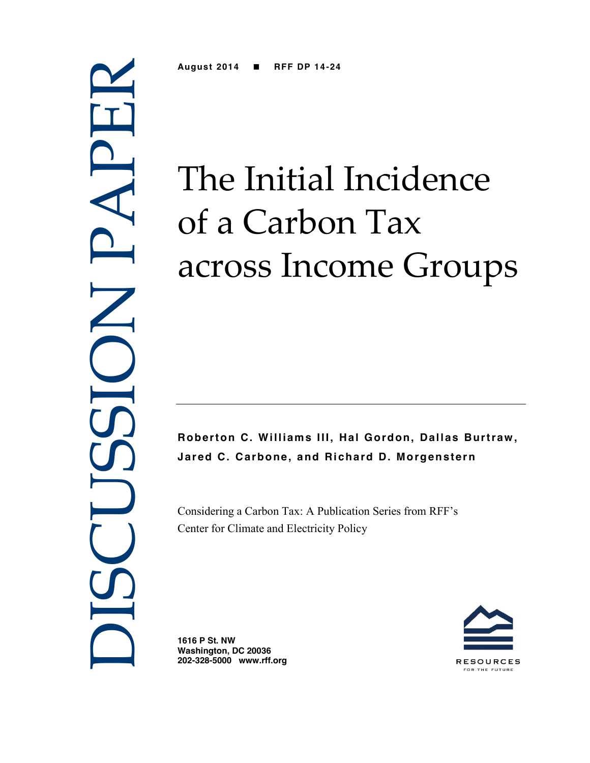DISCUSSION PAPER

**August 2014 ■ RFF DP 14-24**

# The Initial Incidence of a Carbon Tax across Income Groups

**Roberton C. Williams III, Hal Gordon, Dallas Burtraw, Jared C. Carbone, and Richard D. Morgenstern**

Considering a Carbon Tax: A Publication Series from RFF's Center for Climate and Electricity Policy

**1616 P St. NW**
**Washington, DC 20036**
**202-328-5000 www.rff.org**

RESOURCES FOR THE FUTURE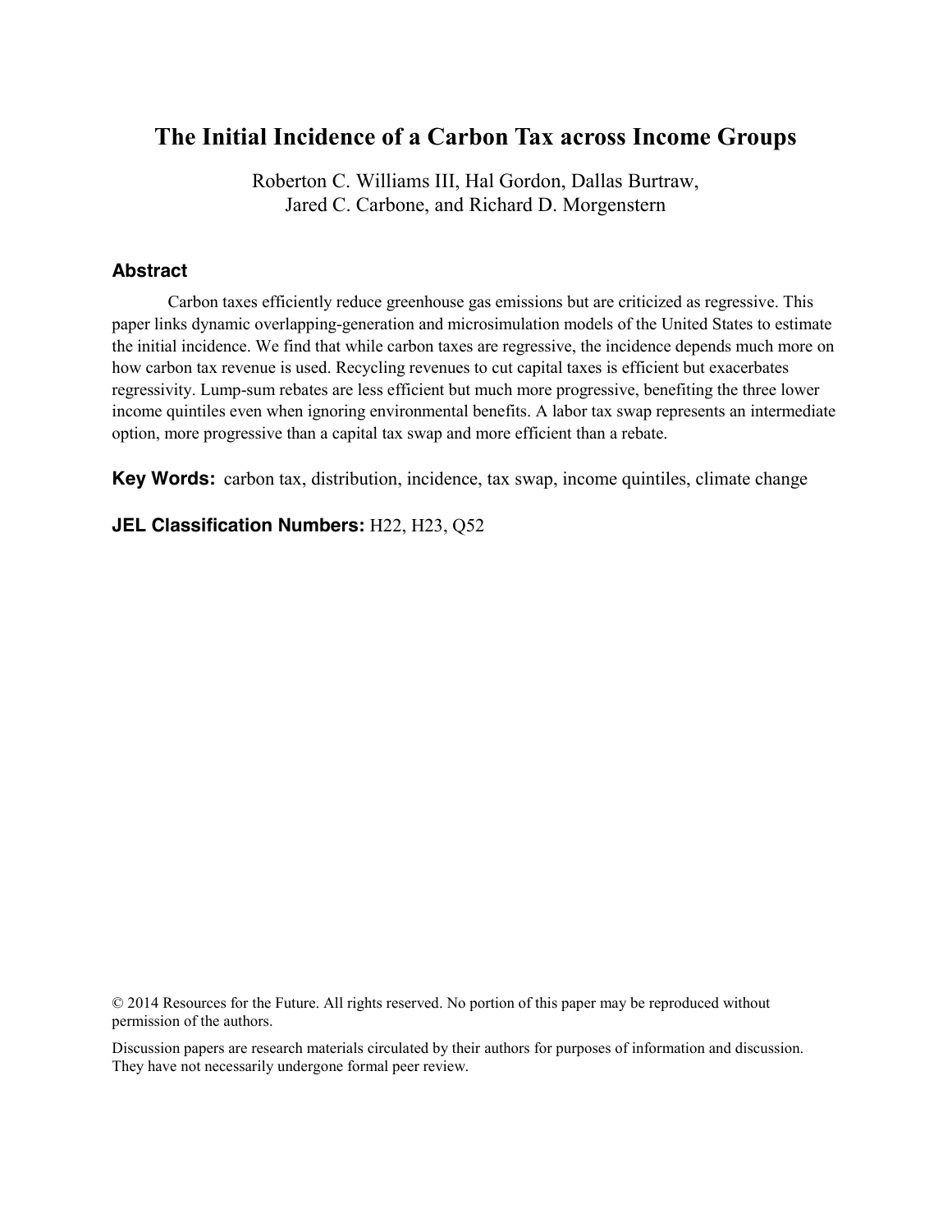# The Initial Incidence of a Carbon Tax across Income Groups

Roberton C. Williams III, Hal Gordon, Dallas Burtraw,
Jared C. Carbone, and Richard D. Morgenstern

## Abstract

Carbon taxes efficiently reduce greenhouse gas emissions but are criticized as regressive. This paper links dynamic overlapping-generation and microsimulation models of the United States to estimate the initial incidence. We find that while carbon taxes are regressive, the incidence depends much more on how carbon tax revenue is used. Recycling revenues to cut capital taxes is efficient but exacerbates regressivity. Lump-sum rebates are less efficient but much more progressive, benefiting the three lower income quintiles even when ignoring environmental benefits. A labor tax swap represents an intermediate option, more progressive than a capital tax swap and more efficient than a rebate.

**Key Words:** carbon tax, distribution, incidence, tax swap, income quintiles, climate change

**JEL Classification Numbers:** H22, H23, Q52

© 2014 Resources for the Future. All rights reserved. No portion of this paper may be reproduced without permission of the authors.

Discussion papers are research materials circulated by their authors for purposes of information and discussion. They have not necessarily undergone formal peer review.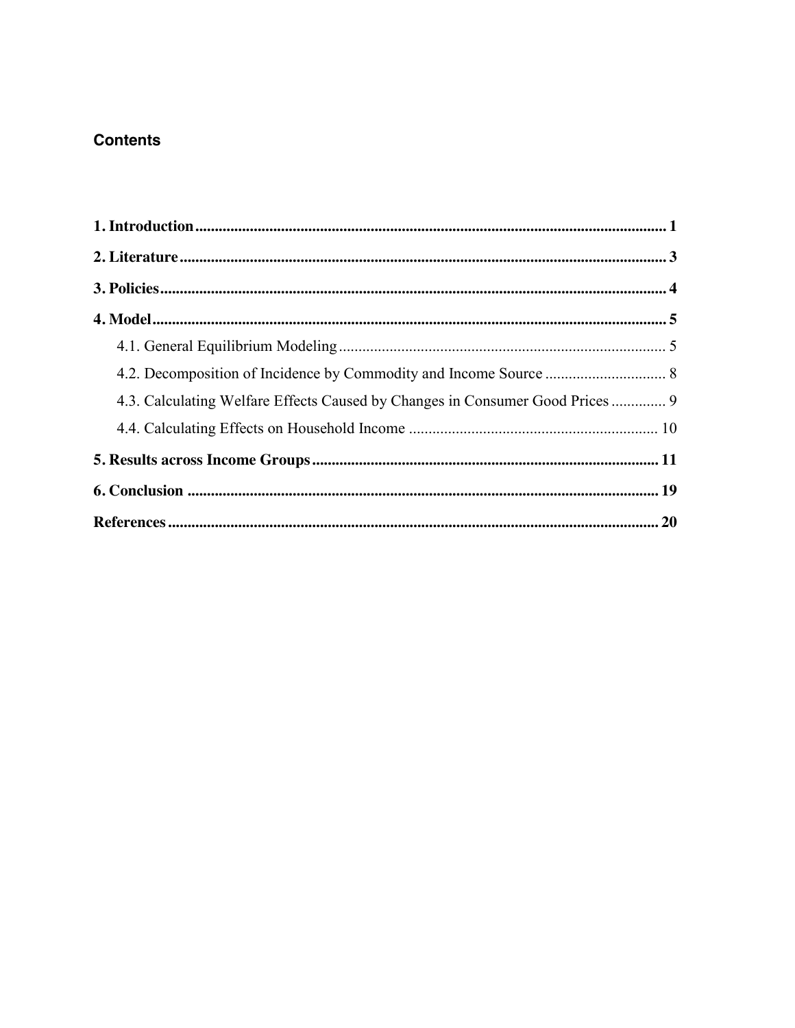## Contents

**1. Introduction** ........................................................................................................................ **1**

**2. Literature** ........................................................................................................................ **3**

**3. Policies** ........................................................................................................................ **4**

**4. Model** ........................................................................................................................ **5**

4.1. General Equilibrium Modeling ........................................................................................ 5

4.2. Decomposition of Incidence by Commodity and Income Source ............................... 8

4.3. Calculating Welfare Effects Caused by Changes in Consumer Good Prices ............. 9

4.4. Calculating Effects on Household Income ................................................................ 10

**5. Results across Income Groups** ........................................................................................ **11**

**6. Conclusion** ........................................................................................................................ **19**

**References** ........................................................................................................................ **20**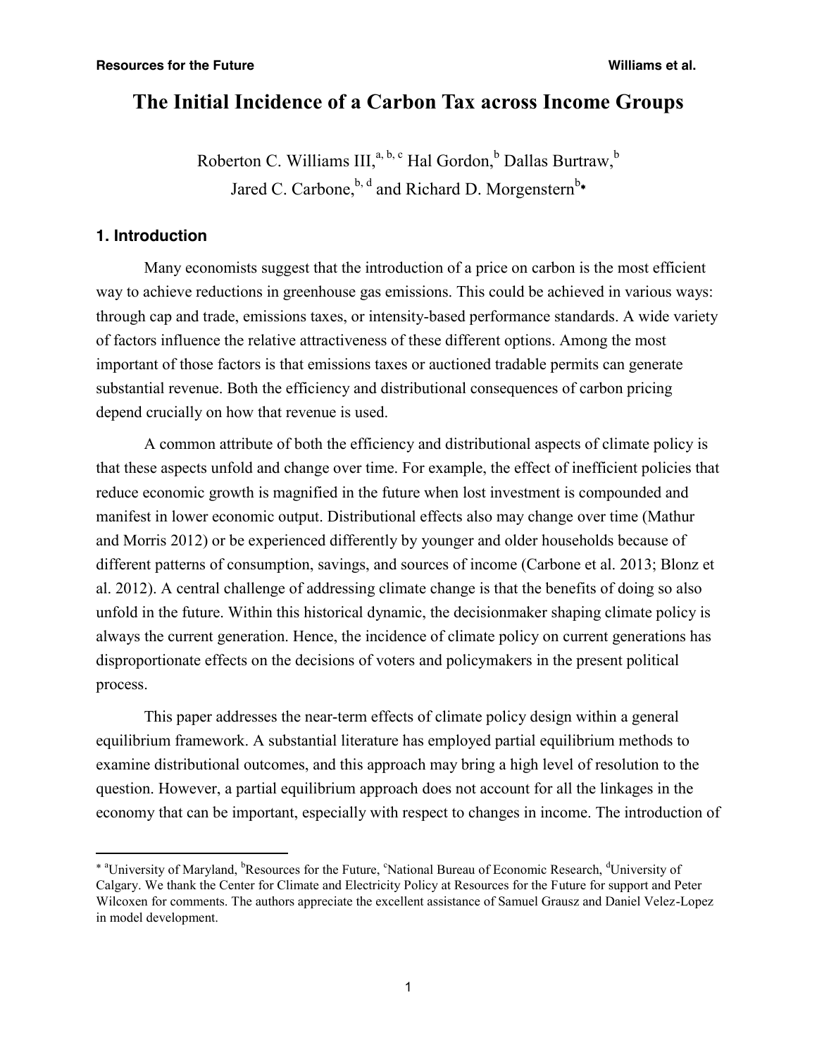# The Initial Incidence of a Carbon Tax across Income Groups

Roberton C. Williams III,[a, b, c] Hal Gordon,[b] Dallas Burtraw,[b]
Jared C. Carbone,[b, d] and Richard D. Morgenstern[b*]

## 1. Introduction

Many economists suggest that the introduction of a price on carbon is the most efficient way to achieve reductions in greenhouse gas emissions. This could be achieved in various ways: through cap and trade, emissions taxes, or intensity-based performance standards. A wide variety of factors influence the relative attractiveness of these different options. Among the most important of those factors is that emissions taxes or auctioned tradable permits can generate substantial revenue. Both the efficiency and distributional consequences of carbon pricing depend crucially on how that revenue is used.

A common attribute of both the efficiency and distributional aspects of climate policy is that these aspects unfold and change over time. For example, the effect of inefficient policies that reduce economic growth is magnified in the future when lost investment is compounded and manifest in lower economic output. Distributional effects also may change over time (Mathur and Morris 2012) or be experienced differently by younger and older households because of different patterns of consumption, savings, and sources of income (Carbone et al. 2013; Blonz et al. 2012). A central challenge of addressing climate change is that the benefits of doing so also unfold in the future. Within this historical dynamic, the decisionmaker shaping climate policy is always the current generation. Hence, the incidence of climate policy on current generations has disproportionate effects on the decisions of voters and policymakers in the present political process.

This paper addresses the near-term effects of climate policy design within a general equilibrium framework. A substantial literature has employed partial equilibrium methods to examine distributional outcomes, and this approach may bring a high level of resolution to the question. However, a partial equilibrium approach does not account for all the linkages in the economy that can be important, especially with respect to changes in income. The introduction of

---

* [a]University of Maryland, [b]Resources for the Future, [c]National Bureau of Economic Research, [d]University of Calgary. We thank the Center for Climate and Electricity Policy at Resources for the Future for support and Peter Wilcoxen for comments. The authors appreciate the excellent assistance of Samuel Grausz and Daniel Velez-Lopez in model development.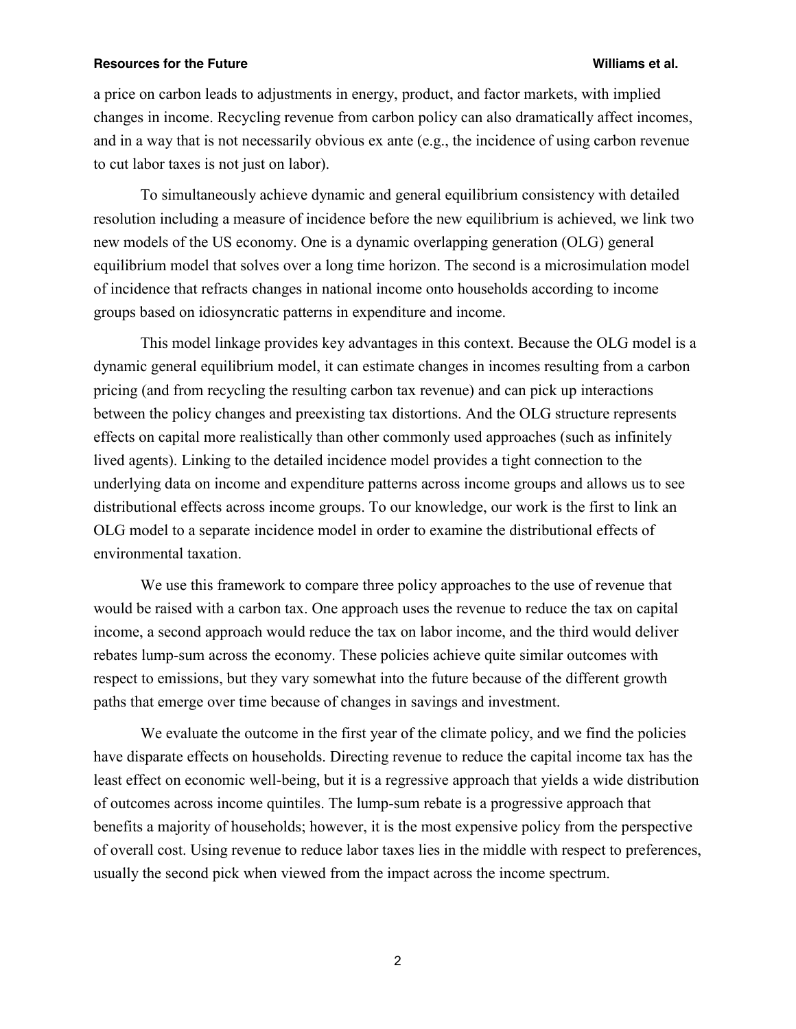a price on carbon leads to adjustments in energy, product, and factor markets, with implied changes in income. Recycling revenue from carbon policy can also dramatically affect incomes, and in a way that is not necessarily obvious ex ante (e.g., the incidence of using carbon revenue to cut labor taxes is not just on labor).

To simultaneously achieve dynamic and general equilibrium consistency with detailed resolution including a measure of incidence before the new equilibrium is achieved, we link two new models of the US economy. One is a dynamic overlapping generation (OLG) general equilibrium model that solves over a long time horizon. The second is a microsimulation model of incidence that refracts changes in national income onto households according to income groups based on idiosyncratic patterns in expenditure and income.

This model linkage provides key advantages in this context. Because the OLG model is a dynamic general equilibrium model, it can estimate changes in incomes resulting from a carbon pricing (and from recycling the resulting carbon tax revenue) and can pick up interactions between the policy changes and preexisting tax distortions. And the OLG structure represents effects on capital more realistically than other commonly used approaches (such as infinitely lived agents). Linking to the detailed incidence model provides a tight connection to the underlying data on income and expenditure patterns across income groups and allows us to see distributional effects across income groups. To our knowledge, our work is the first to link an OLG model to a separate incidence model in order to examine the distributional effects of environmental taxation.

We use this framework to compare three policy approaches to the use of revenue that would be raised with a carbon tax. One approach uses the revenue to reduce the tax on capital income, a second approach would reduce the tax on labor income, and the third would deliver rebates lump-sum across the economy. These policies achieve quite similar outcomes with respect to emissions, but they vary somewhat into the future because of the different growth paths that emerge over time because of changes in savings and investment.

We evaluate the outcome in the first year of the climate policy, and we find the policies have disparate effects on households. Directing revenue to reduce the capital income tax has the least effect on economic well-being, but it is a regressive approach that yields a wide distribution of outcomes across income quintiles. The lump-sum rebate is a progressive approach that benefits a majority of households; however, it is the most expensive policy from the perspective of overall cost. Using revenue to reduce labor taxes lies in the middle with respect to preferences, usually the second pick when viewed from the impact across the income spectrum.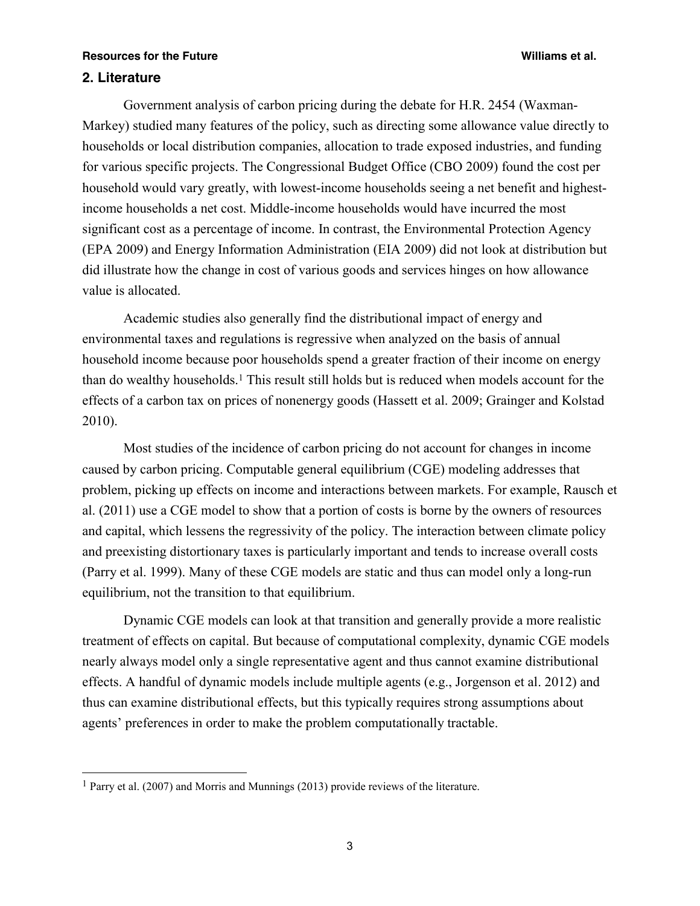## 2. Literature

Government analysis of carbon pricing during the debate for H.R. 2454 (Waxman-Markey) studied many features of the policy, such as directing some allowance value directly to households or local distribution companies, allocation to trade exposed industries, and funding for various specific projects. The Congressional Budget Office (CBO 2009) found the cost per household would vary greatly, with lowest-income households seeing a net benefit and highest-income households a net cost. Middle-income households would have incurred the most significant cost as a percentage of income. In contrast, the Environmental Protection Agency (EPA 2009) and Energy Information Administration (EIA 2009) did not look at distribution but did illustrate how the change in cost of various goods and services hinges on how allowance value is allocated.

Academic studies also generally find the distributional impact of energy and environmental taxes and regulations is regressive when analyzed on the basis of annual household income because poor households spend a greater fraction of their income on energy than do wealthy households.[1] This result still holds but is reduced when models account for the effects of a carbon tax on prices of nonenergy goods (Hassett et al. 2009; Grainger and Kolstad 2010).

Most studies of the incidence of carbon pricing do not account for changes in income caused by carbon pricing. Computable general equilibrium (CGE) modeling addresses that problem, picking up effects on income and interactions between markets. For example, Rausch et al. (2011) use a CGE model to show that a portion of costs is borne by the owners of resources and capital, which lessens the regressivity of the policy. The interaction between climate policy and preexisting distortionary taxes is particularly important and tends to increase overall costs (Parry et al. 1999). Many of these CGE models are static and thus can model only a long-run equilibrium, not the transition to that equilibrium.

Dynamic CGE models can look at that transition and generally provide a more realistic treatment of effects on capital. But because of computational complexity, dynamic CGE models nearly always model only a single representative agent and thus cannot examine distributional effects. A handful of dynamic models include multiple agents (e.g., Jorgenson et al. 2012) and thus can examine distributional effects, but this typically requires strong assumptions about agents' preferences in order to make the problem computationally tractable.

---

[1] Parry et al. (2007) and Morris and Munnings (2013) provide reviews of the literature.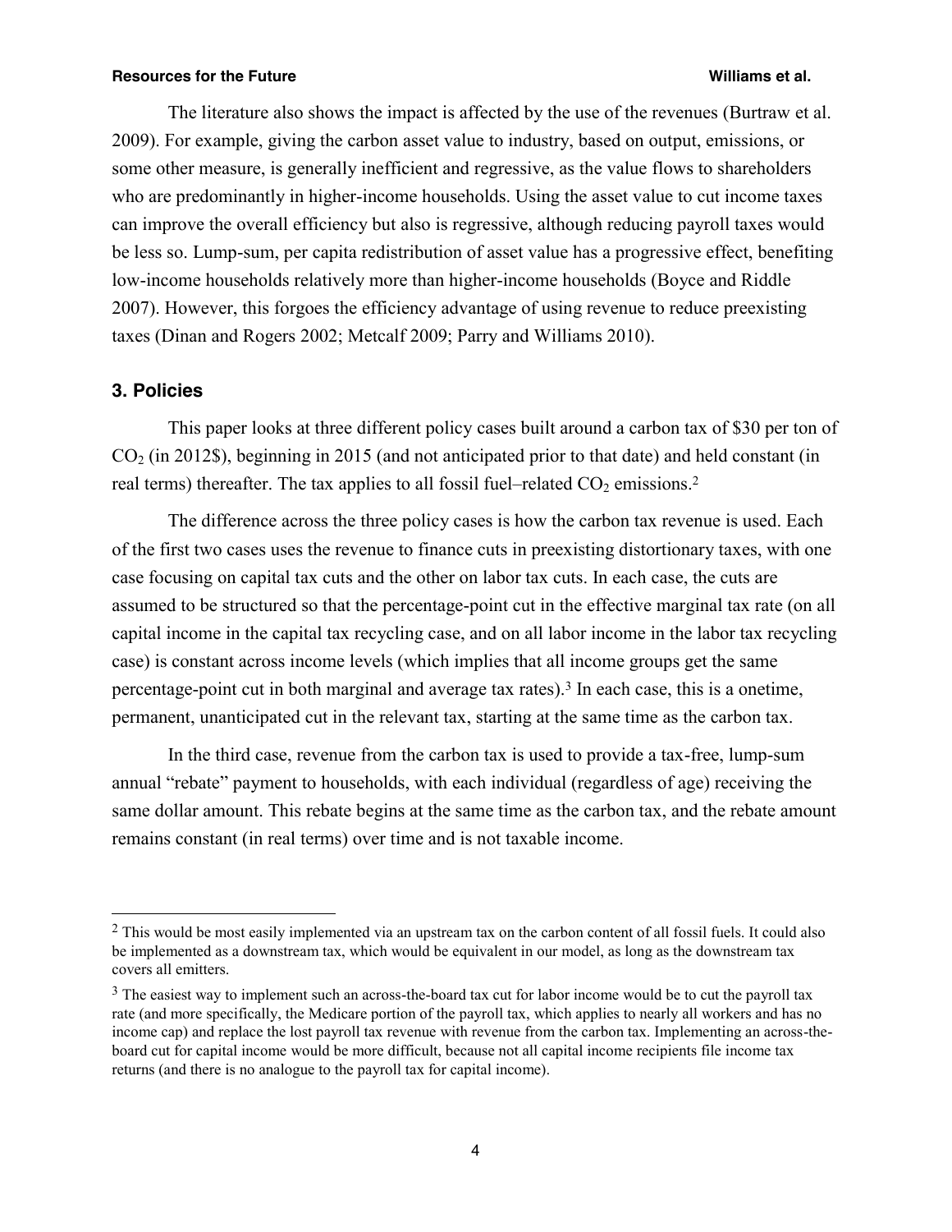The literature also shows the impact is affected by the use of the revenues (Burtraw et al. 2009). For example, giving the carbon asset value to industry, based on output, emissions, or some other measure, is generally inefficient and regressive, as the value flows to shareholders who are predominantly in higher-income households. Using the asset value to cut income taxes can improve the overall efficiency but also is regressive, although reducing payroll taxes would be less so. Lump-sum, per capita redistribution of asset value has a progressive effect, benefiting low-income households relatively more than higher-income households (Boyce and Riddle 2007). However, this forgoes the efficiency advantage of using revenue to reduce preexisting taxes (Dinan and Rogers 2002; Metcalf 2009; Parry and Williams 2010).

## 3. Policies

This paper looks at three different policy cases built around a carbon tax of $30 per ton of $CO_2$ (in 2012$), beginning in 2015 (and not anticipated prior to that date) and held constant (in real terms) thereafter. The tax applies to all fossil fuel–related $CO_2$ emissions.[2]

The difference across the three policy cases is how the carbon tax revenue is used. Each of the first two cases uses the revenue to finance cuts in preexisting distortionary taxes, with one case focusing on capital tax cuts and the other on labor tax cuts. In each case, the cuts are assumed to be structured so that the percentage-point cut in the effective marginal tax rate (on all capital income in the capital tax recycling case, and on all labor income in the labor tax recycling case) is constant across income levels (which implies that all income groups get the same percentage-point cut in both marginal and average tax rates).[3] In each case, this is a onetime, permanent, unanticipated cut in the relevant tax, starting at the same time as the carbon tax.

In the third case, revenue from the carbon tax is used to provide a tax-free, lump-sum annual "rebate" payment to households, with each individual (regardless of age) receiving the same dollar amount. This rebate begins at the same time as the carbon tax, and the rebate amount remains constant (in real terms) over time and is not taxable income.

---

[2] This would be most easily implemented via an upstream tax on the carbon content of all fossil fuels. It could also be implemented as a downstream tax, which would be equivalent in our model, as long as the downstream tax covers all emitters.

[3] The easiest way to implement such an across-the-board tax cut for labor income would be to cut the payroll tax rate (and more specifically, the Medicare portion of the payroll tax, which applies to nearly all workers and has no income cap) and replace the lost payroll tax revenue with revenue from the carbon tax. Implementing an across-the-board cut for capital income would be more difficult, because not all capital income recipients file income tax returns (and there is no analogue to the payroll tax for capital income).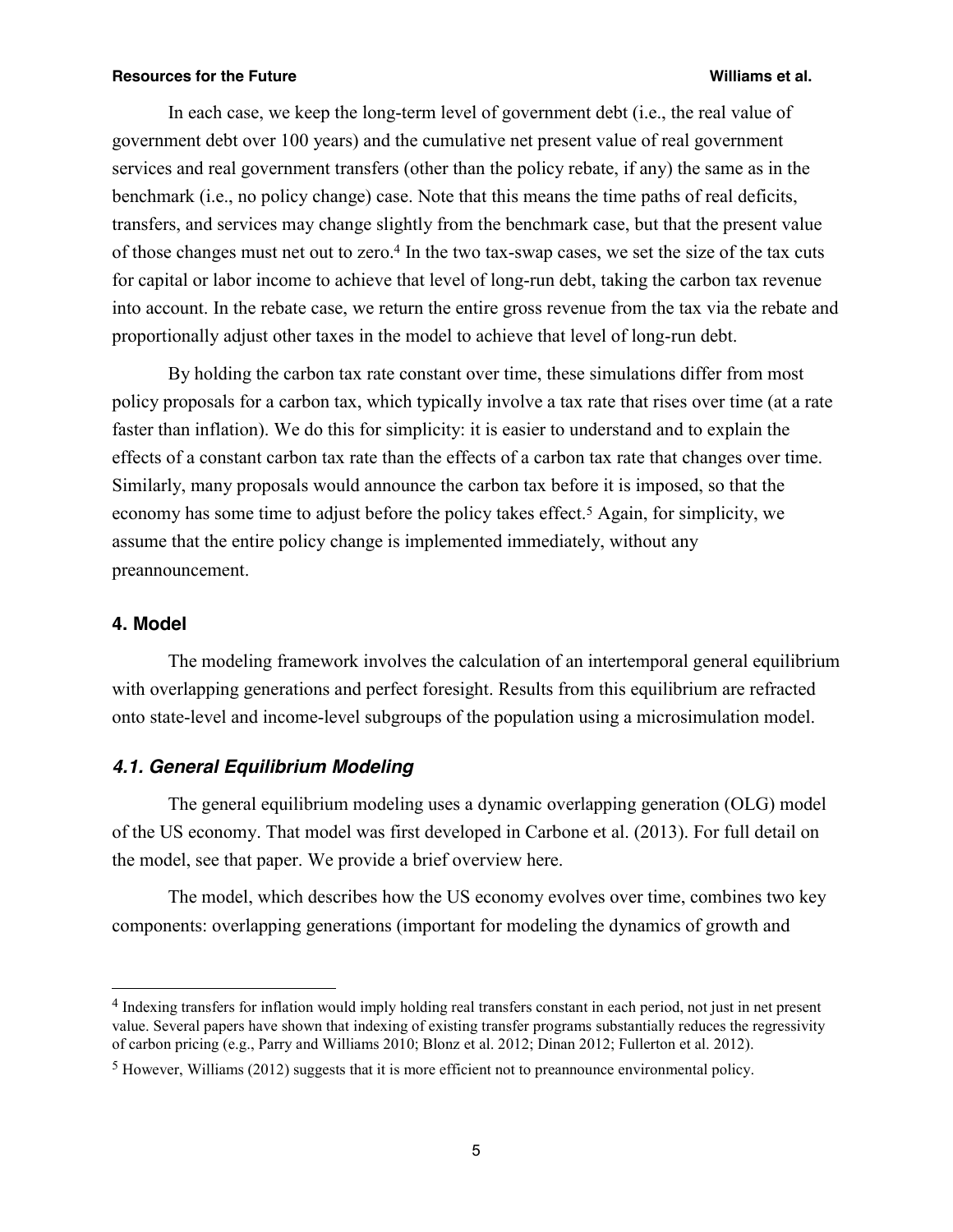In each case, we keep the long-term level of government debt (i.e., the real value of government debt over 100 years) and the cumulative net present value of real government services and real government transfers (other than the policy rebate, if any) the same as in the benchmark (i.e., no policy change) case. Note that this means the time paths of real deficits, transfers, and services may change slightly from the benchmark case, but that the present value of those changes must net out to zero.[4] In the two tax-swap cases, we set the size of the tax cuts for capital or labor income to achieve that level of long-run debt, taking the carbon tax revenue into account. In the rebate case, we return the entire gross revenue from the tax via the rebate and proportionally adjust other taxes in the model to achieve that level of long-run debt.

By holding the carbon tax rate constant over time, these simulations differ from most policy proposals for a carbon tax, which typically involve a tax rate that rises over time (at a rate faster than inflation). We do this for simplicity: it is easier to understand and to explain the effects of a constant carbon tax rate than the effects of a carbon tax rate that changes over time. Similarly, many proposals would announce the carbon tax before it is imposed, so that the economy has some time to adjust before the policy takes effect.[5] Again, for simplicity, we assume that the entire policy change is implemented immediately, without any preannouncement.

## 4. Model

The modeling framework involves the calculation of an intertemporal general equilibrium with overlapping generations and perfect foresight. Results from this equilibrium are refracted onto state-level and income-level subgroups of the population using a microsimulation model.

### *4.1. General Equilibrium Modeling*

The general equilibrium modeling uses a dynamic overlapping generation (OLG) model of the US economy. That model was first developed in Carbone et al. (2013). For full detail on the model, see that paper. We provide a brief overview here.

The model, which describes how the US economy evolves over time, combines two key components: overlapping generations (important for modeling the dynamics of growth and

---

[4] Indexing transfers for inflation would imply holding real transfers constant in each period, not just in net present value. Several papers have shown that indexing of existing transfer programs substantially reduces the regressivity of carbon pricing (e.g., Parry and Williams 2010; Blonz et al. 2012; Dinan 2012; Fullerton et al. 2012).

[5] However, Williams (2012) suggests that it is more efficient not to preannounce environmental policy.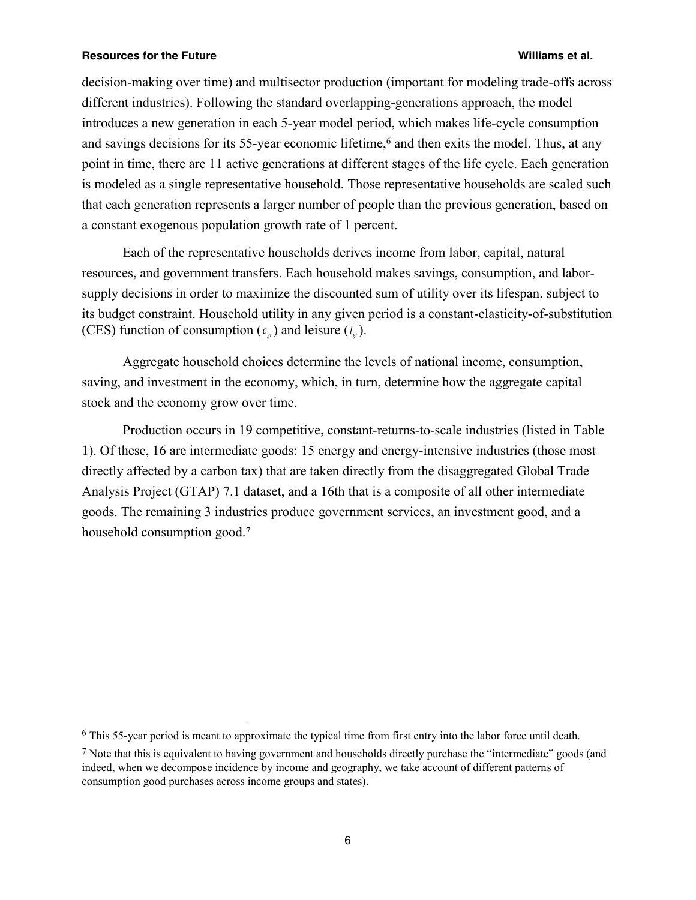decision-making over time) and multisector production (important for modeling trade-offs across different industries). Following the standard overlapping-generations approach, the model introduces a new generation in each 5-year model period, which makes life-cycle consumption and savings decisions for its 55-year economic lifetime,[6] and then exits the model. Thus, at any point in time, there are 11 active generations at different stages of the life cycle. Each generation is modeled as a single representative household. Those representative households are scaled such that each generation represents a larger number of people than the previous generation, based on a constant exogenous population growth rate of 1 percent.

Each of the representative households derives income from labor, capital, natural resources, and government transfers. Each household makes savings, consumption, and labor-supply decisions in order to maximize the discounted sum of utility over its lifespan, subject to its budget constraint. Household utility in any given period is a constant-elasticity-of-substitution (CES) function of consumption ($c_{gt}$) and leisure ($l_{gt}$).

Aggregate household choices determine the levels of national income, consumption, saving, and investment in the economy, which, in turn, determine how the aggregate capital stock and the economy grow over time.

Production occurs in 19 competitive, constant-returns-to-scale industries (listed in Table 1). Of these, 16 are intermediate goods: 15 energy and energy-intensive industries (those most directly affected by a carbon tax) that are taken directly from the disaggregated Global Trade Analysis Project (GTAP) 7.1 dataset, and a 16th that is a composite of all other intermediate goods. The remaining 3 industries produce government services, an investment good, and a household consumption good.[7]

---

[6] This 55-year period is meant to approximate the typical time from first entry into the labor force until death.

[7] Note that this is equivalent to having government and households directly purchase the "intermediate" goods (and indeed, when we decompose incidence by income and geography, we take account of different patterns of consumption good purchases across income groups and states).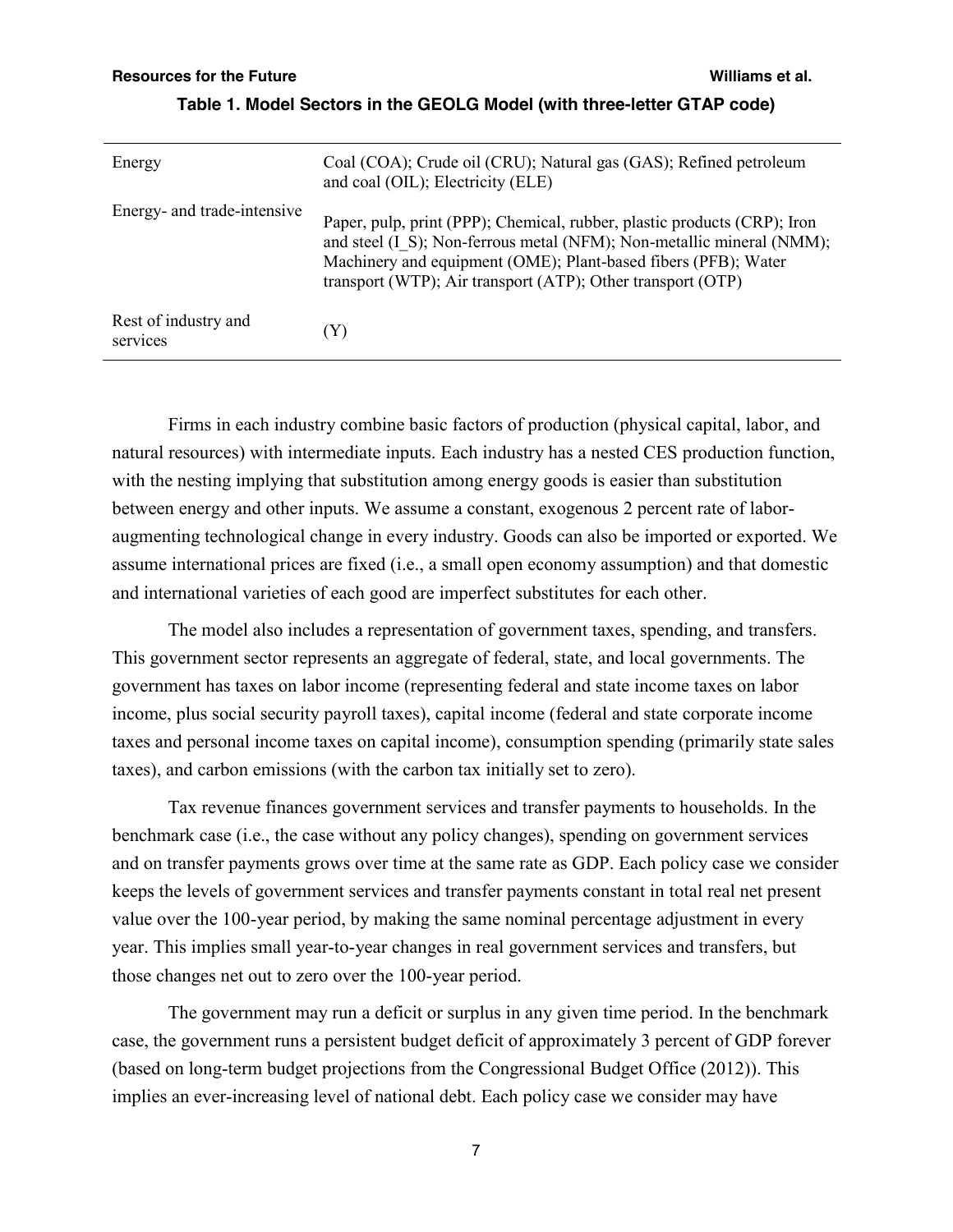**Table 1. Model Sectors in the GEOLG Model (with three-letter GTAP code)**

| | |
|---|---|
| Energy | Coal (COA); Crude oil (CRU); Natural gas (GAS); Refined petroleum and coal (OIL); Electricity (ELE) |
| Energy- and trade-intensive | Paper, pulp, print (PPP); Chemical, rubber, plastic products (CRP); Iron and steel (I_S); Non-ferrous metal (NFM); Non-metallic mineral (NMM); Machinery and equipment (OME); Plant-based fibers (PFB); Water transport (WTP); Air transport (ATP); Other transport (OTP) |
| Rest of industry and services | (Y) |

Firms in each industry combine basic factors of production (physical capital, labor, and natural resources) with intermediate inputs. Each industry has a nested CES production function, with the nesting implying that substitution among energy goods is easier than substitution between energy and other inputs. We assume a constant, exogenous 2 percent rate of labor-augmenting technological change in every industry. Goods can also be imported or exported. We assume international prices are fixed (i.e., a small open economy assumption) and that domestic and international varieties of each good are imperfect substitutes for each other.

The model also includes a representation of government taxes, spending, and transfers. This government sector represents an aggregate of federal, state, and local governments. The government has taxes on labor income (representing federal and state income taxes on labor income, plus social security payroll taxes), capital income (federal and state corporate income taxes and personal income taxes on capital income), consumption spending (primarily state sales taxes), and carbon emissions (with the carbon tax initially set to zero).

Tax revenue finances government services and transfer payments to households. In the benchmark case (i.e., the case without any policy changes), spending on government services and on transfer payments grows over time at the same rate as GDP. Each policy case we consider keeps the levels of government services and transfer payments constant in total real net present value over the 100-year period, by making the same nominal percentage adjustment in every year. This implies small year-to-year changes in real government services and transfers, but those changes net out to zero over the 100-year period.

The government may run a deficit or surplus in any given time period. In the benchmark case, the government runs a persistent budget deficit of approximately 3 percent of GDP forever (based on long-term budget projections from the Congressional Budget Office (2012)). This implies an ever-increasing level of national debt. Each policy case we consider may have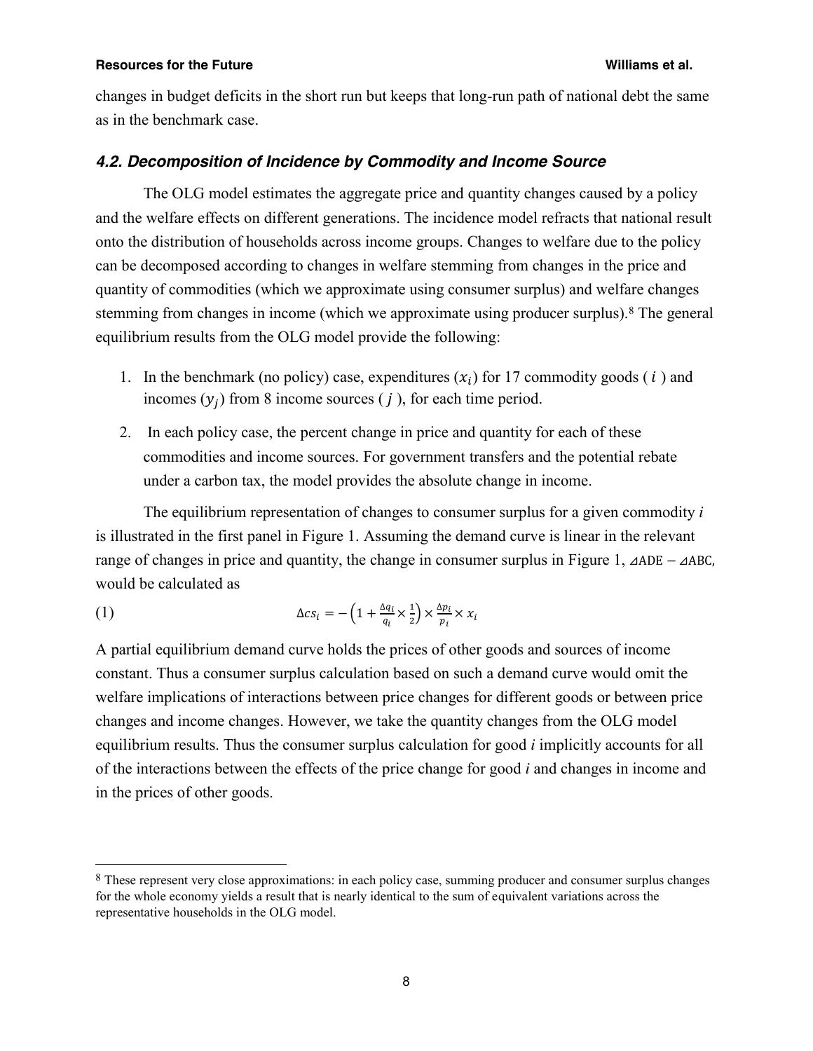changes in budget deficits in the short run but keeps that long-run path of national debt the same as in the benchmark case.

### *4.2. Decomposition of Incidence by Commodity and Income Source*

The OLG model estimates the aggregate price and quantity changes caused by a policy and the welfare effects on different generations. The incidence model refracts that national result onto the distribution of households across income groups. Changes to welfare due to the policy can be decomposed according to changes in welfare stemming from changes in the price and quantity of commodities (which we approximate using consumer surplus) and welfare changes stemming from changes in income (which we approximate using producer surplus).[8] The general equilibrium results from the OLG model provide the following:

1. In the benchmark (no policy) case, expenditures ($x_i$) for 17 commodity goods ( $i$ ) and incomes ($y_j$) from 8 income sources ( $j$ ), for each time period.
2. In each policy case, the percent change in price and quantity for each of these commodities and income sources. For government transfers and the potential rebate under a carbon tax, the model provides the absolute change in income.

The equilibrium representation of changes to consumer surplus for a given commodity *i* is illustrated in the first panel in Figure 1. Assuming the demand curve is linear in the relevant range of changes in price and quantity, the change in consumer surplus in Figure 1, $\triangle ADE - \triangle ABC$, would be calculated as

$$\Delta cs_i = -\left(1 + \frac{\Delta q_i}{q_i} \times \frac{1}{2}\right) \times \frac{\Delta p_i}{p_i} \times x_i \qquad (1)$$

A partial equilibrium demand curve holds the prices of other goods and sources of income constant. Thus a consumer surplus calculation based on such a demand curve would omit the welfare implications of interactions between price changes for different goods or between price changes and income changes. However, we take the quantity changes from the OLG model equilibrium results. Thus the consumer surplus calculation for good *i* implicitly accounts for all of the interactions between the effects of the price change for good *i* and changes in income and in the prices of other goods.

[8] These represent very close approximations: in each policy case, summing producer and consumer surplus changes for the whole economy yields a result that is nearly identical to the sum of equivalent variations across the representative households in the OLG model.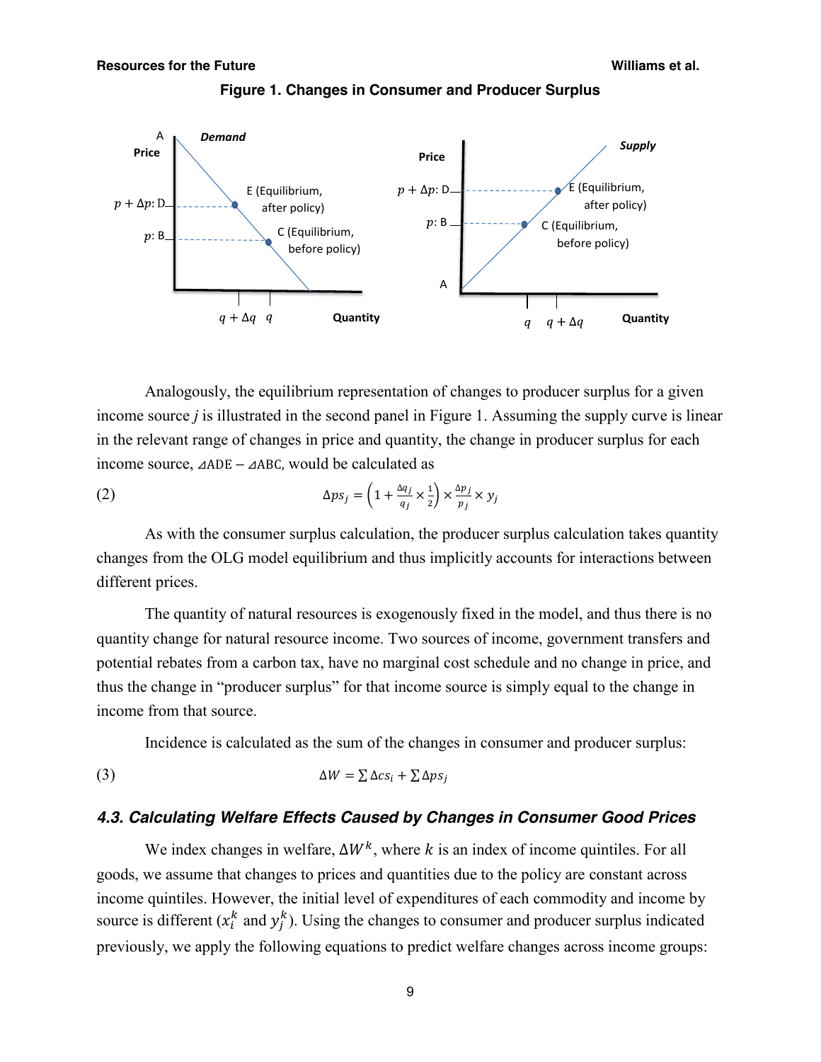**Figure 1. Changes in Consumer and Producer Surplus**

Analogously, the equilibrium representation of changes to producer surplus for a given income source *j* is illustrated in the second panel in Figure 1. Assuming the supply curve is linear in the relevant range of changes in price and quantity, the change in producer surplus for each income source, $\triangle ADE - \triangle ABC$, would be calculated as

$$\Delta ps_j = \left(1 + \frac{\Delta q_j}{q_j} \times \frac{1}{2}\right) \times \frac{\Delta p_j}{p_j} \times y_j \tag{2}$$

As with the consumer surplus calculation, the producer surplus calculation takes quantity changes from the OLG model equilibrium and thus implicitly accounts for interactions between different prices.

The quantity of natural resources is exogenously fixed in the model, and thus there is no quantity change for natural resource income. Two sources of income, government transfers and potential rebates from a carbon tax, have no marginal cost schedule and no change in price, and thus the change in "producer surplus" for that income source is simply equal to the change in income from that source.

Incidence is calculated as the sum of the changes in consumer and producer surplus:

$$\Delta W = \sum \Delta cs_i + \sum \Delta ps_j \tag{3}$$

### *4.3. Calculating Welfare Effects Caused by Changes in Consumer Good Prices*

We index changes in welfare, $\Delta W^k$, where $k$ is an index of income quintiles. For all goods, we assume that changes to prices and quantities due to the policy are constant across income quintiles. However, the initial level of expenditures of each commodity and income by source is different ($x_i^k$ and $y_j^k$). Using the changes to consumer and producer surplus indicated previously, we apply the following equations to predict welfare changes across income groups: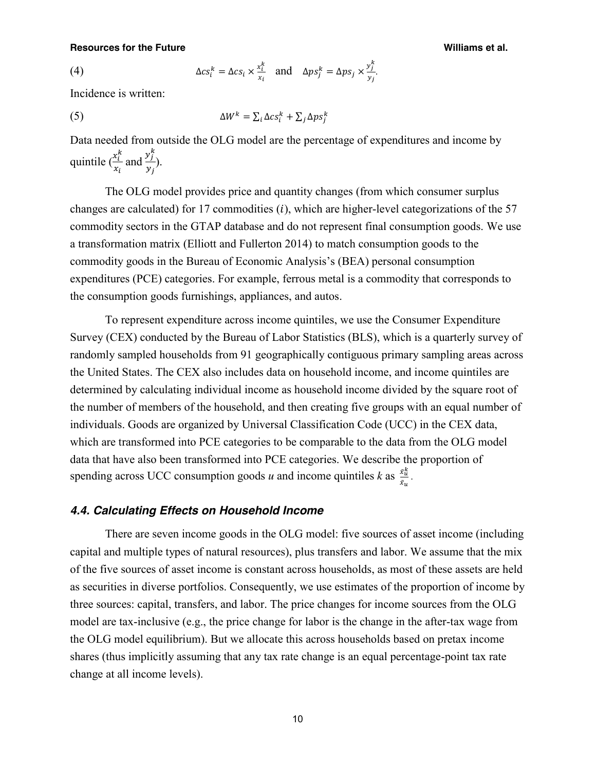$$(4) \qquad \Delta cs_i^k = \Delta cs_i \times \frac{x_i^k}{x_i} \quad \text{and} \quad \Delta ps_j^k = \Delta ps_j \times \frac{y_j^k}{y_j}.$$

Incidence is written:

$$(5) \qquad \Delta W^k = \sum_i \Delta cs_i^k + \sum_j \Delta ps_j^k$$

Data needed from outside the OLG model are the percentage of expenditures and income by quintile ($\frac{x_i^k}{x_i}$ and $\frac{y_j^k}{y_j}$).

The OLG model provides price and quantity changes (from which consumer surplus changes are calculated) for 17 commodities ($i$), which are higher-level categorizations of the 57 commodity sectors in the GTAP database and do not represent final consumption goods. We use a transformation matrix (Elliott and Fullerton 2014) to match consumption goods to the commodity goods in the Bureau of Economic Analysis's (BEA) personal consumption expenditures (PCE) categories. For example, ferrous metal is a commodity that corresponds to the consumption goods furnishings, appliances, and autos.

To represent expenditure across income quintiles, we use the Consumer Expenditure Survey (CEX) conducted by the Bureau of Labor Statistics (BLS), which is a quarterly survey of randomly sampled households from 91 geographically contiguous primary sampling areas across the United States. The CEX also includes data on household income, and income quintiles are determined by calculating individual income as household income divided by the square root of the number of members of the household, and then creating five groups with an equal number of individuals. Goods are organized by Universal Classification Code (UCC) in the CEX data, which are transformed into PCE categories to be comparable to the data from the OLG model data that have also been transformed into PCE categories. We describe the proportion of spending across UCC consumption goods $u$ and income quintiles $k$ as $\frac{\tilde{x}_u^k}{\tilde{x}_u}$.

### *4.4. Calculating Effects on Household Income*

There are seven income goods in the OLG model: five sources of asset income (including capital and multiple types of natural resources), plus transfers and labor. We assume that the mix of the five sources of asset income is constant across households, as most of these assets are held as securities in diverse portfolios. Consequently, we use estimates of the proportion of income by three sources: capital, transfers, and labor. The price changes for income sources from the OLG model are tax-inclusive (e.g., the price change for labor is the change in the after-tax wage from the OLG model equilibrium). But we allocate this across households based on pretax income shares (thus implicitly assuming that any tax rate change is an equal percentage-point tax rate change at all income levels).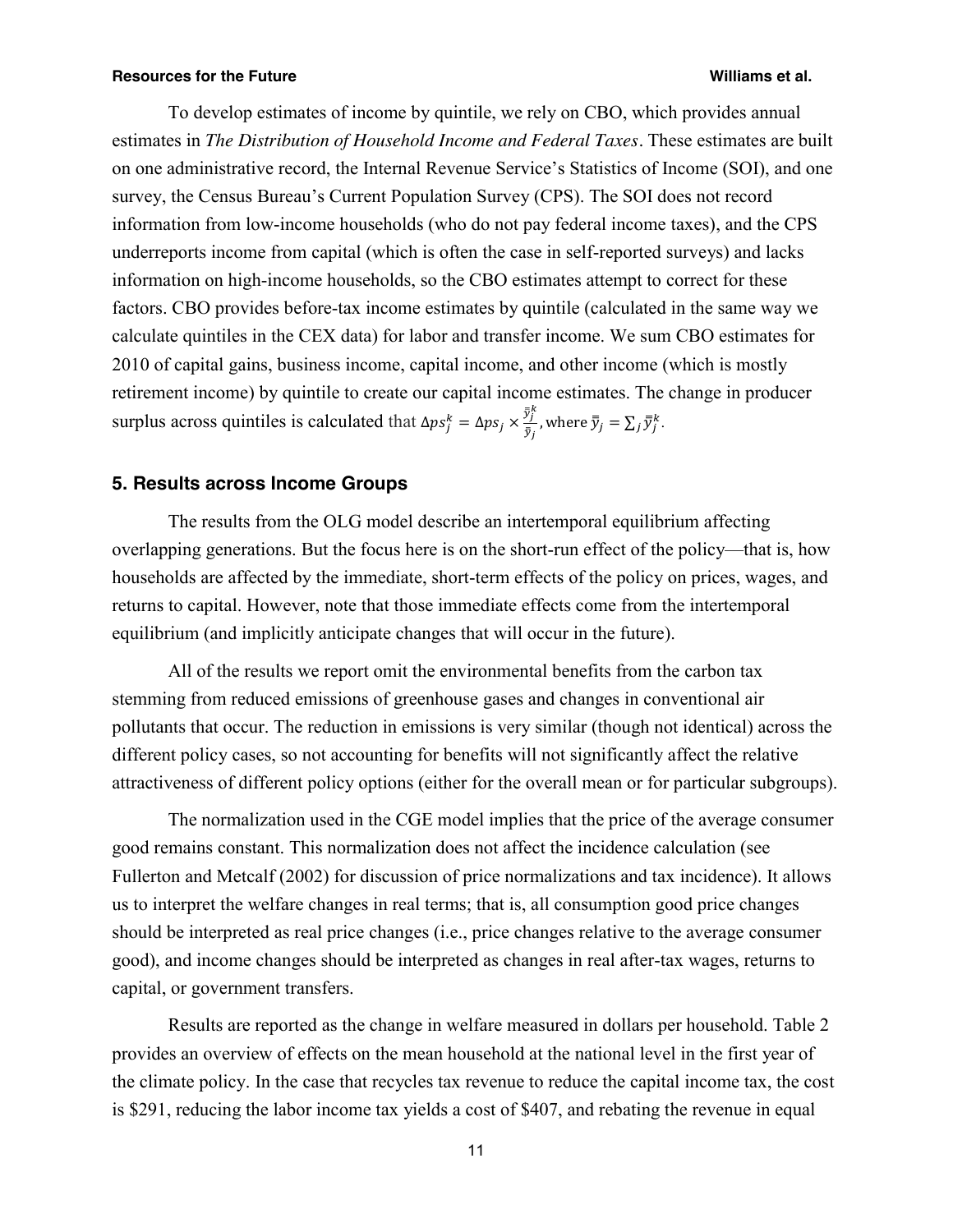To develop estimates of income by quintile, we rely on CBO, which provides annual estimates in *The Distribution of Household Income and Federal Taxes*. These estimates are built on one administrative record, the Internal Revenue Service's Statistics of Income (SOI), and one survey, the Census Bureau's Current Population Survey (CPS). The SOI does not record information from low-income households (who do not pay federal income taxes), and the CPS underreports income from capital (which is often the case in self-reported surveys) and lacks information on high-income households, so the CBO estimates attempt to correct for these factors. CBO provides before-tax income estimates by quintile (calculated in the same way we calculate quintiles in the CEX data) for labor and transfer income. We sum CBO estimates for 2010 of capital gains, business income, capital income, and other income (which is mostly retirement income) by quintile to create our capital income estimates. The change in producer surplus across quintiles is calculated that $\Delta ps_j^k = \Delta ps_j \times \frac{\bar{\bar{y}}_j^k}{\bar{\bar{y}}_j}$, where $\bar{\bar{y}}_j = \sum_j \bar{\bar{y}}_j^k$.

## 5. Results across Income Groups

The results from the OLG model describe an intertemporal equilibrium affecting overlapping generations. But the focus here is on the short-run effect of the policy—that is, how households are affected by the immediate, short-term effects of the policy on prices, wages, and returns to capital. However, note that those immediate effects come from the intertemporal equilibrium (and implicitly anticipate changes that will occur in the future).

All of the results we report omit the environmental benefits from the carbon tax stemming from reduced emissions of greenhouse gases and changes in conventional air pollutants that occur. The reduction in emissions is very similar (though not identical) across the different policy cases, so not accounting for benefits will not significantly affect the relative attractiveness of different policy options (either for the overall mean or for particular subgroups).

The normalization used in the CGE model implies that the price of the average consumer good remains constant. This normalization does not affect the incidence calculation (see Fullerton and Metcalf (2002) for discussion of price normalizations and tax incidence). It allows us to interpret the welfare changes in real terms; that is, all consumption good price changes should be interpreted as real price changes (i.e., price changes relative to the average consumer good), and income changes should be interpreted as changes in real after-tax wages, returns to capital, or government transfers.

Results are reported as the change in welfare measured in dollars per household. Table 2 provides an overview of effects on the mean household at the national level in the first year of the climate policy. In the case that recycles tax revenue to reduce the capital income tax, the cost is \$291, reducing the labor income tax yields a cost of \$407, and rebating the revenue in equal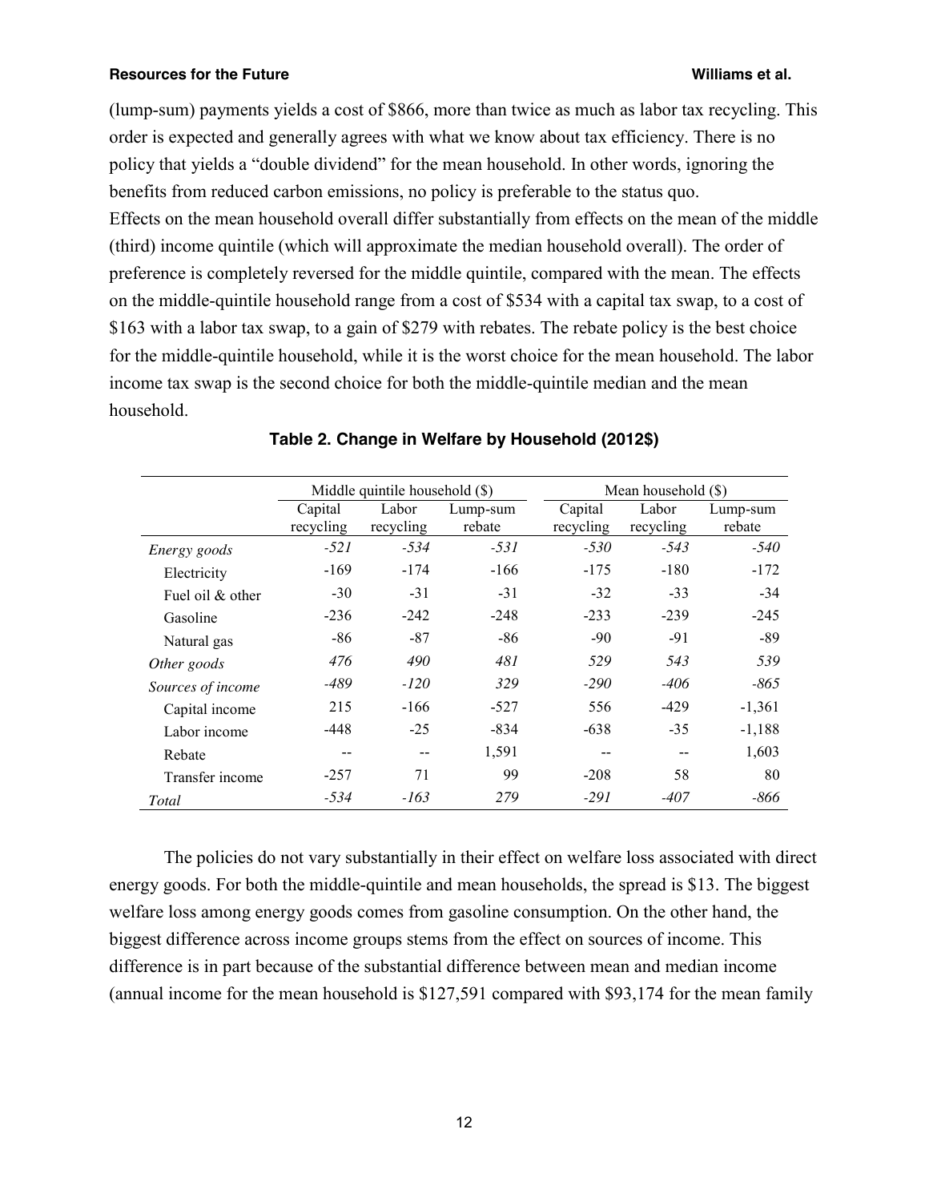(lump-sum) payments yields a cost of $866, more than twice as much as labor tax recycling. This order is expected and generally agrees with what we know about tax efficiency. There is no policy that yields a "double dividend" for the mean household. In other words, ignoring the benefits from reduced carbon emissions, no policy is preferable to the status quo.

Effects on the mean household overall differ substantially from effects on the mean of the middle (third) income quintile (which will approximate the median household overall). The order of preference is completely reversed for the middle quintile, compared with the mean. The effects on the middle-quintile household range from a cost of $534 with a capital tax swap, to a cost of $163 with a labor tax swap, to a gain of $279 with rebates. The rebate policy is the best choice for the middle-quintile household, while it is the worst choice for the mean household. The labor income tax swap is the second choice for both the middle-quintile median and the mean household.

**Table 2. Change in Welfare by Household (2012$)**

| | Middle quintile household ($) | | | Mean household ($) | | |
|---|---|---|---|---|---|---|
| | Capital recycling | Labor recycling | Lump-sum rebate | Capital recycling | Labor recycling | Lump-sum rebate |
| *Energy goods* | *-521* | *-534* | *-531* | *-530* | *-543* | *-540* |
| Electricity | -169 | -174 | -166 | -175 | -180 | -172 |
| Fuel oil & other | -30 | -31 | -31 | -32 | -33 | -34 |
| Gasoline | -236 | -242 | -248 | -233 | -239 | -245 |
| Natural gas | -86 | -87 | -86 | -90 | -91 | -89 |
| *Other goods* | *476* | *490* | *481* | *529* | *543* | *539* |
| *Sources of income* | *-489* | *-120* | *329* | *-290* | *-406* | *-865* |
| Capital income | 215 | -166 | -527 | 556 | -429 | -1,361 |
| Labor income | -448 | -25 | -834 | -638 | -35 | -1,188 |
| Rebate | -- | -- | 1,591 | -- | -- | 1,603 |
| Transfer income | -257 | 71 | 99 | -208 | 58 | 80 |
| *Total* | *-534* | *-163* | *279* | *-291* | *-407* | *-866* |

The policies do not vary substantially in their effect on welfare loss associated with direct energy goods. For both the middle-quintile and mean households, the spread is $13. The biggest welfare loss among energy goods comes from gasoline consumption. On the other hand, the biggest difference across income groups stems from the effect on sources of income. This difference is in part because of the substantial difference between mean and median income (annual income for the mean household is $127,591 compared with $93,174 for the mean family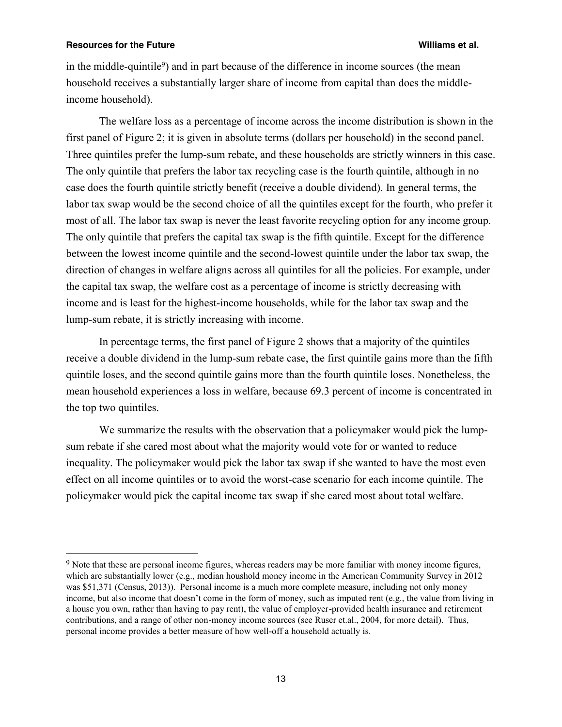in the middle-quintile[9]) and in part because of the difference in income sources (the mean household receives a substantially larger share of income from capital than does the middle-income household).

The welfare loss as a percentage of income across the income distribution is shown in the first panel of Figure 2; it is given in absolute terms (dollars per household) in the second panel. Three quintiles prefer the lump-sum rebate, and these households are strictly winners in this case. The only quintile that prefers the labor tax recycling case is the fourth quintile, although in no case does the fourth quintile strictly benefit (receive a double dividend). In general terms, the labor tax swap would be the second choice of all the quintiles except for the fourth, who prefer it most of all. The labor tax swap is never the least favorite recycling option for any income group. The only quintile that prefers the capital tax swap is the fifth quintile. Except for the difference between the lowest income quintile and the second-lowest quintile under the labor tax swap, the direction of changes in welfare aligns across all quintiles for all the policies. For example, under the capital tax swap, the welfare cost as a percentage of income is strictly decreasing with income and is least for the highest-income households, while for the labor tax swap and the lump-sum rebate, it is strictly increasing with income.

In percentage terms, the first panel of Figure 2 shows that a majority of the quintiles receive a double dividend in the lump-sum rebate case, the first quintile gains more than the fifth quintile loses, and the second quintile gains more than the fourth quintile loses. Nonetheless, the mean household experiences a loss in welfare, because 69.3 percent of income is concentrated in the top two quintiles.

We summarize the results with the observation that a policymaker would pick the lump-sum rebate if she cared most about what the majority would vote for or wanted to reduce inequality. The policymaker would pick the labor tax swap if she wanted to have the most even effect on all income quintiles or to avoid the worst-case scenario for each income quintile. The policymaker would pick the capital income tax swap if she cared most about total welfare.

[9] Note that these are personal income figures, whereas readers may be more familiar with money income figures, which are substantially lower (e.g., median houshold money income in the American Community Survey in 2012 was $51,371 (Census, 2013)). Personal income is a much more complete measure, including not only money income, but also income that doesn't come in the form of money, such as imputed rent (e.g., the value from living in a house you own, rather than having to pay rent), the value of employer-provided health insurance and retirement contributions, and a range of other non-money income sources (see Ruser et.al., 2004, for more detail). Thus, personal income provides a better measure of how well-off a household actually is.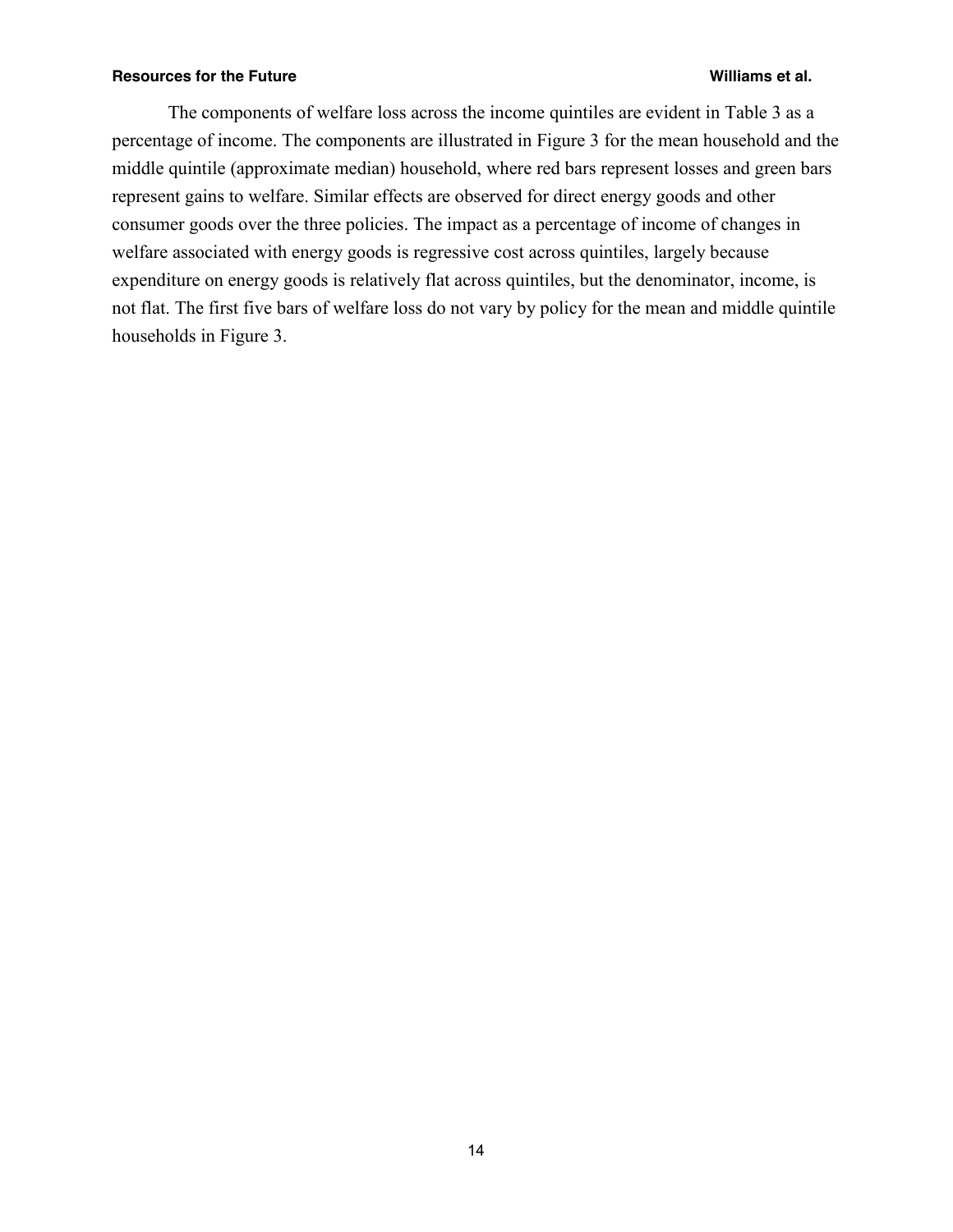The components of welfare loss across the income quintiles are evident in Table 3 as a percentage of income. The components are illustrated in Figure 3 for the mean household and the middle quintile (approximate median) household, where red bars represent losses and green bars represent gains to welfare. Similar effects are observed for direct energy goods and other consumer goods over the three policies. The impact as a percentage of income of changes in welfare associated with energy goods is regressive cost across quintiles, largely because expenditure on energy goods is relatively flat across quintiles, but the denominator, income, is not flat. The first five bars of welfare loss do not vary by policy for the mean and middle quintile households in Figure 3.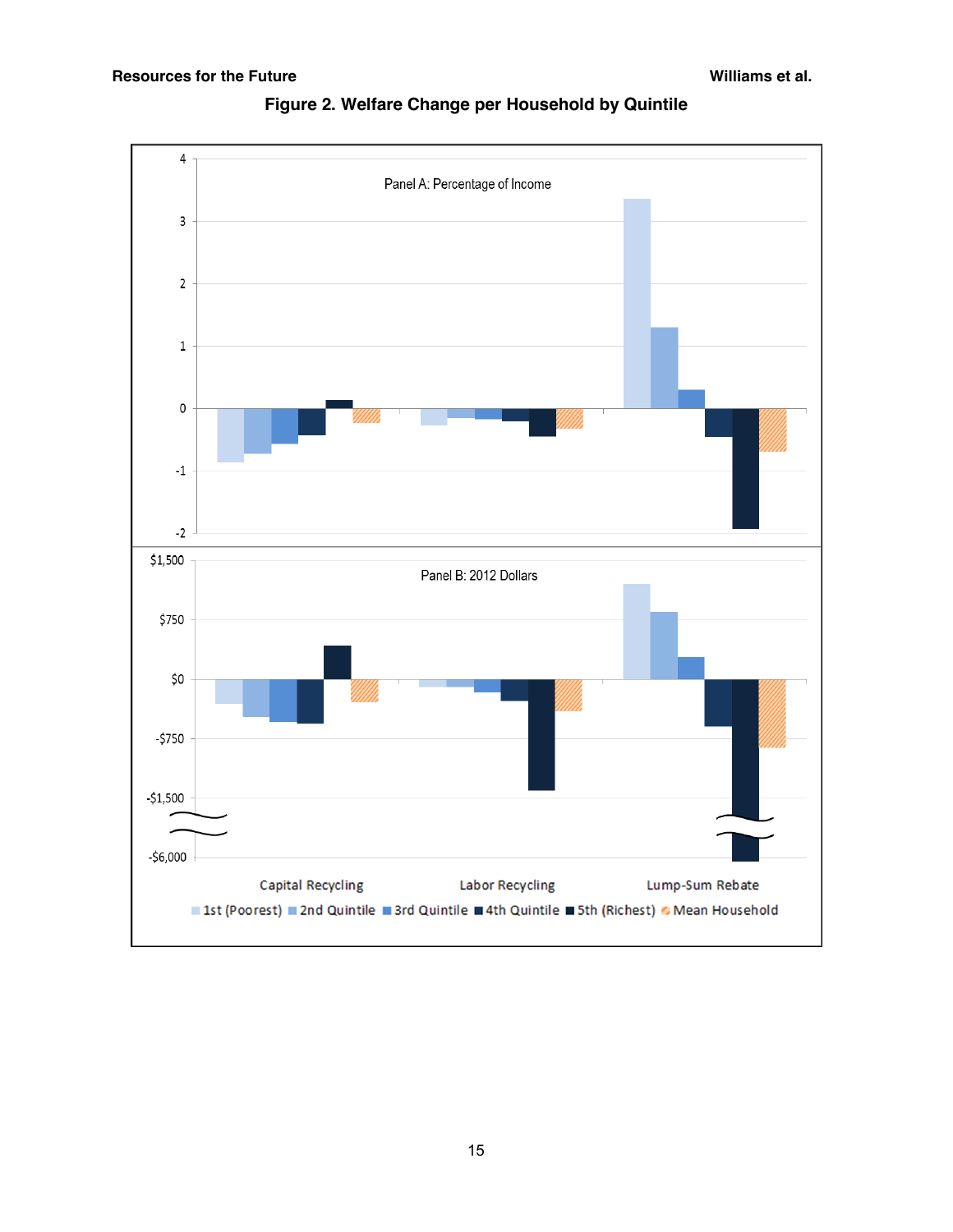**Figure 2. Welfare Change per Household by Quintile**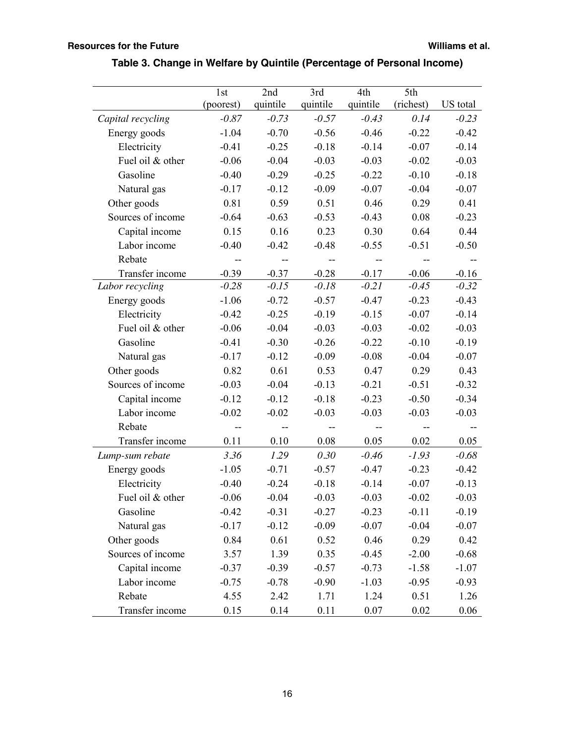**Table 3. Change in Welfare by Quintile (Percentage of Personal Income)**

| | 1st (poorest) | 2nd quintile | 3rd quintile | 4th quintile | 5th (richest) | US total |
|---|---|---|---|---|---|---|
| *Capital recycling* | *-0.87* | *-0.73* | *-0.57* | *-0.43* | *0.14* | *-0.23* |
| Energy goods | -1.04 | -0.70 | -0.56 | -0.46 | -0.22 | -0.42 |
| Electricity | -0.41 | -0.25 | -0.18 | -0.14 | -0.07 | -0.14 |
| Fuel oil & other | -0.06 | -0.04 | -0.03 | -0.03 | -0.02 | -0.03 |
| Gasoline | -0.40 | -0.29 | -0.25 | -0.22 | -0.10 | -0.18 |
| Natural gas | -0.17 | -0.12 | -0.09 | -0.07 | -0.04 | -0.07 |
| Other goods | 0.81 | 0.59 | 0.51 | 0.46 | 0.29 | 0.41 |
| Sources of income | -0.64 | -0.63 | -0.53 | -0.43 | 0.08 | -0.23 |
| Capital income | 0.15 | 0.16 | 0.23 | 0.30 | 0.64 | 0.44 |
| Labor income | -0.40 | -0.42 | -0.48 | -0.55 | -0.51 | -0.50 |
| Rebate | -- | -- | -- | -- | -- | -- |
| Transfer income | -0.39 | -0.37 | -0.28 | -0.17 | -0.06 | -0.16 |
| *Labor recycling* | *-0.28* | *-0.15* | *-0.18* | *-0.21* | *-0.45* | *-0.32* |
| Energy goods | -1.06 | -0.72 | -0.57 | -0.47 | -0.23 | -0.43 |
| Electricity | -0.42 | -0.25 | -0.19 | -0.15 | -0.07 | -0.14 |
| Fuel oil & other | -0.06 | -0.04 | -0.03 | -0.03 | -0.02 | -0.03 |
| Gasoline | -0.41 | -0.30 | -0.26 | -0.22 | -0.10 | -0.19 |
| Natural gas | -0.17 | -0.12 | -0.09 | -0.08 | -0.04 | -0.07 |
| Other goods | 0.82 | 0.61 | 0.53 | 0.47 | 0.29 | 0.43 |
| Sources of income | -0.03 | -0.04 | -0.13 | -0.21 | -0.51 | -0.32 |
| Capital income | -0.12 | -0.12 | -0.18 | -0.23 | -0.50 | -0.34 |
| Labor income | -0.02 | -0.02 | -0.03 | -0.03 | -0.03 | -0.03 |
| Rebate | -- | -- | -- | -- | -- | -- |
| Transfer income | 0.11 | 0.10 | 0.08 | 0.05 | 0.02 | 0.05 |
| *Lump-sum rebate* | *3.36* | *1.29* | *0.30* | *-0.46* | *-1.93* | *-0.68* |
| Energy goods | -1.05 | -0.71 | -0.57 | -0.47 | -0.23 | -0.42 |
| Electricity | -0.40 | -0.24 | -0.18 | -0.14 | -0.07 | -0.13 |
| Fuel oil & other | -0.06 | -0.04 | -0.03 | -0.03 | -0.02 | -0.03 |
| Gasoline | -0.42 | -0.31 | -0.27 | -0.23 | -0.11 | -0.19 |
| Natural gas | -0.17 | -0.12 | -0.09 | -0.07 | -0.04 | -0.07 |
| Other goods | 0.84 | 0.61 | 0.52 | 0.46 | 0.29 | 0.42 |
| Sources of income | 3.57 | 1.39 | 0.35 | -0.45 | -2.00 | -0.68 |
| Capital income | -0.37 | -0.39 | -0.57 | -0.73 | -1.58 | -1.07 |
| Labor income | -0.75 | -0.78 | -0.90 | -1.03 | -0.95 | -0.93 |
| Rebate | 4.55 | 2.42 | 1.71 | 1.24 | 0.51 | 1.26 |
| Transfer income | 0.15 | 0.14 | 0.11 | 0.07 | 0.02 | 0.06 |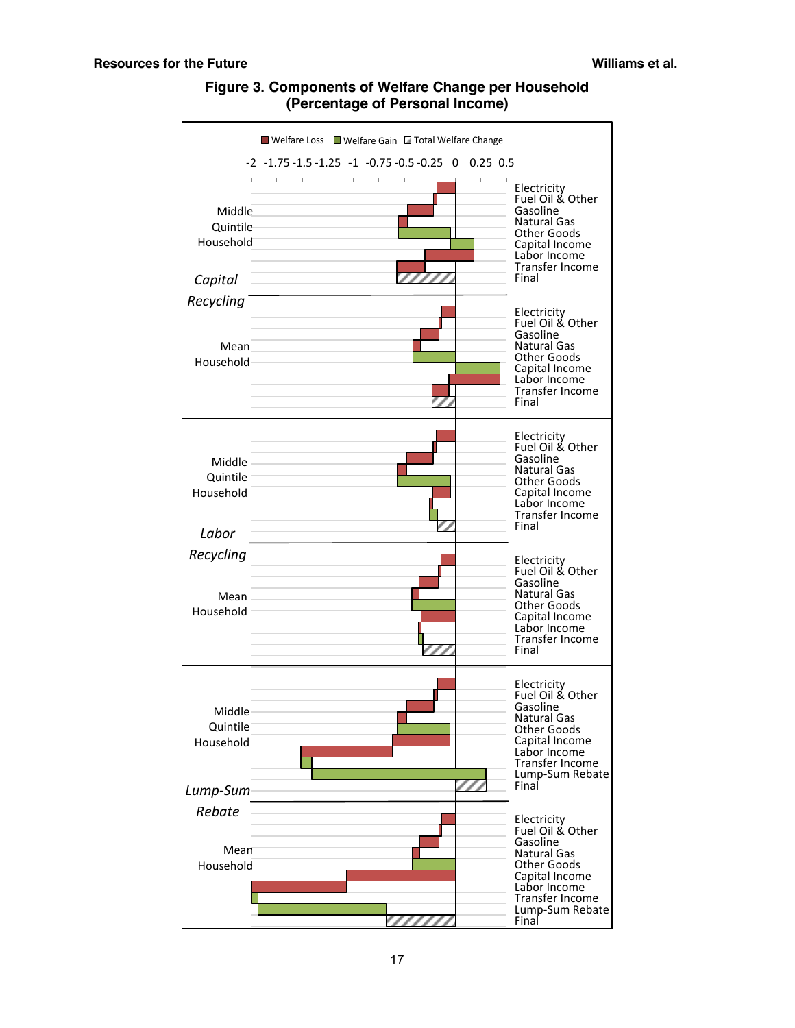**Figure 3. Components of Welfare Change per Household (Percentage of Personal Income)**

Welfare Loss | Welfare Gain | Total Welfare Change

-2 -1.75 -1.5 -1.25 -1 -0.75 -0.5 -0.25 0 0.25 0.5

*Capital Recycling*

Middle Quintile Household: Electricity, Fuel Oil & Other, Gasoline, Natural Gas, Other Goods, Capital Income, Labor Income, Transfer Income, Final

Mean Household: Electricity, Fuel Oil & Other, Gasoline, Natural Gas, Other Goods, Capital Income, Labor Income, Transfer Income, Final

*Labor Recycling*

Middle Quintile Household: Electricity, Fuel Oil & Other, Gasoline, Natural Gas, Other Goods, Capital Income, Labor Income, Transfer Income, Final

Mean Household: Electricity, Fuel Oil & Other, Gasoline, Natural Gas, Other Goods, Capital Income, Labor Income, Transfer Income, Final

*Lump-Sum Rebate*

Middle Quintile Household: Electricity, Fuel Oil & Other, Gasoline, Natural Gas, Other Goods, Capital Income, Labor Income, Transfer Income, Lump-Sum Rebate, Final

Mean Household: Electricity, Fuel Oil & Other, Gasoline, Natural Gas, Other Goods, Capital Income, Labor Income, Transfer Income, Lump-Sum Rebate, Final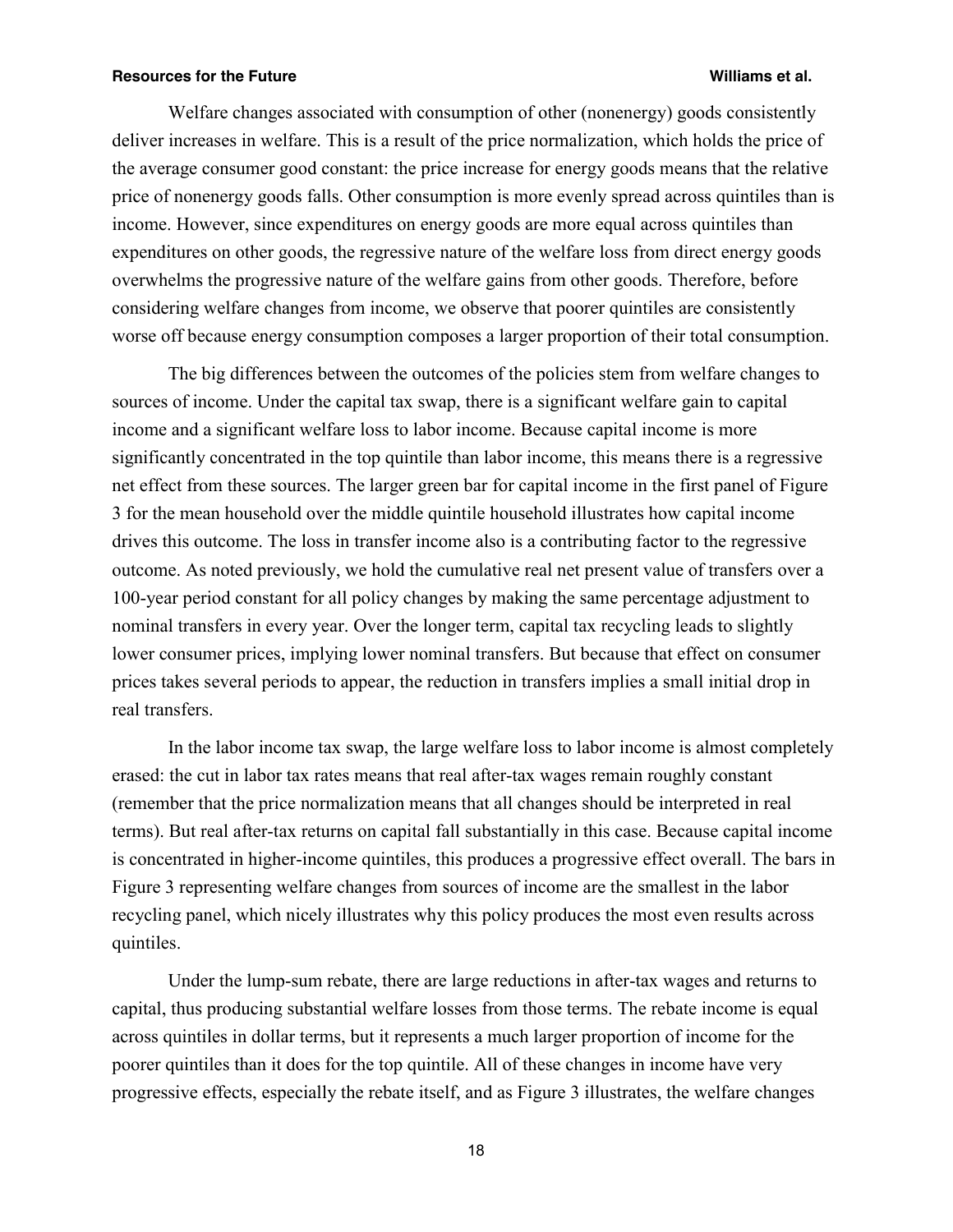Welfare changes associated with consumption of other (nonenergy) goods consistently deliver increases in welfare. This is a result of the price normalization, which holds the price of the average consumer good constant: the price increase for energy goods means that the relative price of nonenergy goods falls. Other consumption is more evenly spread across quintiles than is income. However, since expenditures on energy goods are more equal across quintiles than expenditures on other goods, the regressive nature of the welfare loss from direct energy goods overwhelms the progressive nature of the welfare gains from other goods. Therefore, before considering welfare changes from income, we observe that poorer quintiles are consistently worse off because energy consumption composes a larger proportion of their total consumption.

The big differences between the outcomes of the policies stem from welfare changes to sources of income. Under the capital tax swap, there is a significant welfare gain to capital income and a significant welfare loss to labor income. Because capital income is more significantly concentrated in the top quintile than labor income, this means there is a regressive net effect from these sources. The larger green bar for capital income in the first panel of Figure 3 for the mean household over the middle quintile household illustrates how capital income drives this outcome. The loss in transfer income also is a contributing factor to the regressive outcome. As noted previously, we hold the cumulative real net present value of transfers over a 100-year period constant for all policy changes by making the same percentage adjustment to nominal transfers in every year. Over the longer term, capital tax recycling leads to slightly lower consumer prices, implying lower nominal transfers. But because that effect on consumer prices takes several periods to appear, the reduction in transfers implies a small initial drop in real transfers.

In the labor income tax swap, the large welfare loss to labor income is almost completely erased: the cut in labor tax rates means that real after-tax wages remain roughly constant (remember that the price normalization means that all changes should be interpreted in real terms). But real after-tax returns on capital fall substantially in this case. Because capital income is concentrated in higher-income quintiles, this produces a progressive effect overall. The bars in Figure 3 representing welfare changes from sources of income are the smallest in the labor recycling panel, which nicely illustrates why this policy produces the most even results across quintiles.

Under the lump-sum rebate, there are large reductions in after-tax wages and returns to capital, thus producing substantial welfare losses from those terms. The rebate income is equal across quintiles in dollar terms, but it represents a much larger proportion of income for the poorer quintiles than it does for the top quintile. All of these changes in income have very progressive effects, especially the rebate itself, and as Figure 3 illustrates, the welfare changes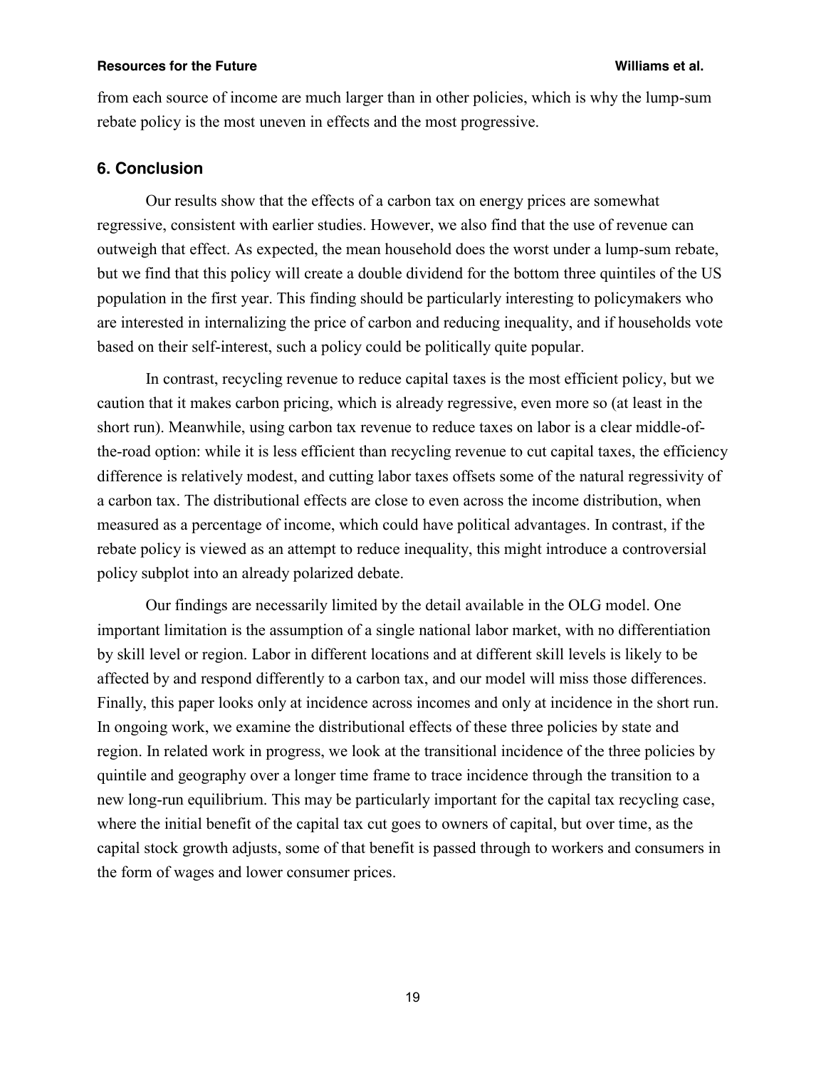from each source of income are much larger than in other policies, which is why the lump-sum rebate policy is the most uneven in effects and the most progressive.

## 6. Conclusion

Our results show that the effects of a carbon tax on energy prices are somewhat regressive, consistent with earlier studies. However, we also find that the use of revenue can outweigh that effect. As expected, the mean household does the worst under a lump-sum rebate, but we find that this policy will create a double dividend for the bottom three quintiles of the US population in the first year. This finding should be particularly interesting to policymakers who are interested in internalizing the price of carbon and reducing inequality, and if households vote based on their self-interest, such a policy could be politically quite popular.

In contrast, recycling revenue to reduce capital taxes is the most efficient policy, but we caution that it makes carbon pricing, which is already regressive, even more so (at least in the short run). Meanwhile, using carbon tax revenue to reduce taxes on labor is a clear middle-of-the-road option: while it is less efficient than recycling revenue to cut capital taxes, the efficiency difference is relatively modest, and cutting labor taxes offsets some of the natural regressivity of a carbon tax. The distributional effects are close to even across the income distribution, when measured as a percentage of income, which could have political advantages. In contrast, if the rebate policy is viewed as an attempt to reduce inequality, this might introduce a controversial policy subplot into an already polarized debate.

Our findings are necessarily limited by the detail available in the OLG model. One important limitation is the assumption of a single national labor market, with no differentiation by skill level or region. Labor in different locations and at different skill levels is likely to be affected by and respond differently to a carbon tax, and our model will miss those differences. Finally, this paper looks only at incidence across incomes and only at incidence in the short run. In ongoing work, we examine the distributional effects of these three policies by state and region. In related work in progress, we look at the transitional incidence of the three policies by quintile and geography over a longer time frame to trace incidence through the transition to a new long-run equilibrium. This may be particularly important for the capital tax recycling case, where the initial benefit of the capital tax cut goes to owners of capital, but over time, as the capital stock growth adjusts, some of that benefit is passed through to workers and consumers in the form of wages and lower consumer prices.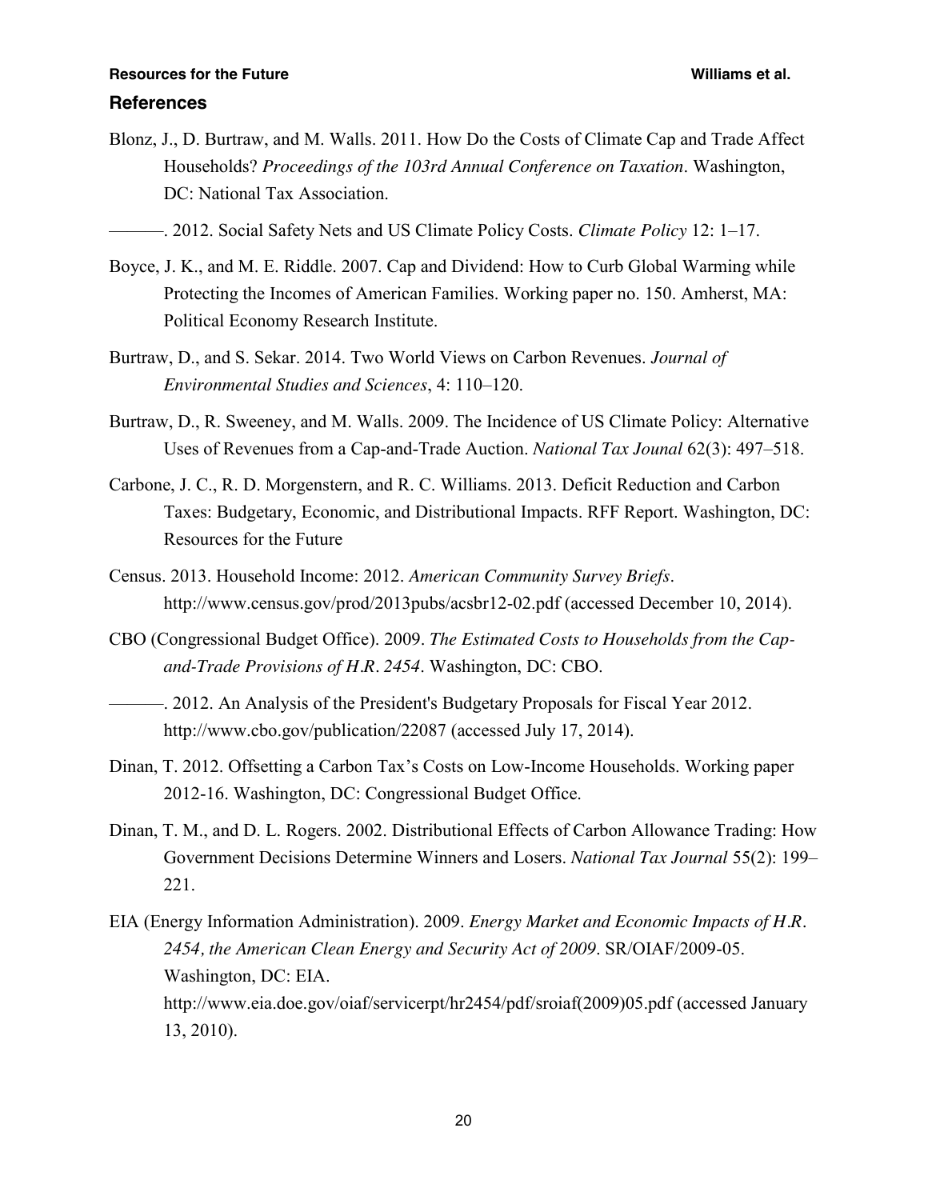## References

Blonz, J., D. Burtraw, and M. Walls. 2011. How Do the Costs of Climate Cap and Trade Affect Households? *Proceedings of the 103rd Annual Conference on Taxation*. Washington, DC: National Tax Association.

———. 2012. Social Safety Nets and US Climate Policy Costs. *Climate Policy* 12: 1–17.

Boyce, J. K., and M. E. Riddle. 2007. Cap and Dividend: How to Curb Global Warming while Protecting the Incomes of American Families. Working paper no. 150. Amherst, MA: Political Economy Research Institute.

Burtraw, D., and S. Sekar. 2014. Two World Views on Carbon Revenues. *Journal of Environmental Studies and Sciences*, 4: 110–120.

Burtraw, D., R. Sweeney, and M. Walls. 2009. The Incidence of US Climate Policy: Alternative Uses of Revenues from a Cap-and-Trade Auction. *National Tax Jounal* 62(3): 497–518.

Carbone, J. C., R. D. Morgenstern, and R. C. Williams. 2013. Deficit Reduction and Carbon Taxes: Budgetary, Economic, and Distributional Impacts. RFF Report. Washington, DC: Resources for the Future

Census. 2013. Household Income: 2012. *American Community Survey Briefs*. http://www.census.gov/prod/2013pubs/acsbr12-02.pdf (accessed December 10, 2014).

CBO (Congressional Budget Office). 2009. *The Estimated Costs to Households from the Cap-and-Trade Provisions of H.R. 2454*. Washington, DC: CBO.

———. 2012. An Analysis of the President's Budgetary Proposals for Fiscal Year 2012. http://www.cbo.gov/publication/22087 (accessed July 17, 2014).

Dinan, T. 2012. Offsetting a Carbon Tax's Costs on Low-Income Households. Working paper 2012-16. Washington, DC: Congressional Budget Office.

Dinan, T. M., and D. L. Rogers. 2002. Distributional Effects of Carbon Allowance Trading: How Government Decisions Determine Winners and Losers. *National Tax Journal* 55(2): 199–221.

EIA (Energy Information Administration). 2009. *Energy Market and Economic Impacts of H.R. 2454, the American Clean Energy and Security Act of 2009*. SR/OIAF/2009-05. Washington, DC: EIA. http://www.eia.doe.gov/oiaf/servicerpt/hr2454/pdf/sroiaf(2009)05.pdf (accessed January 13, 2010).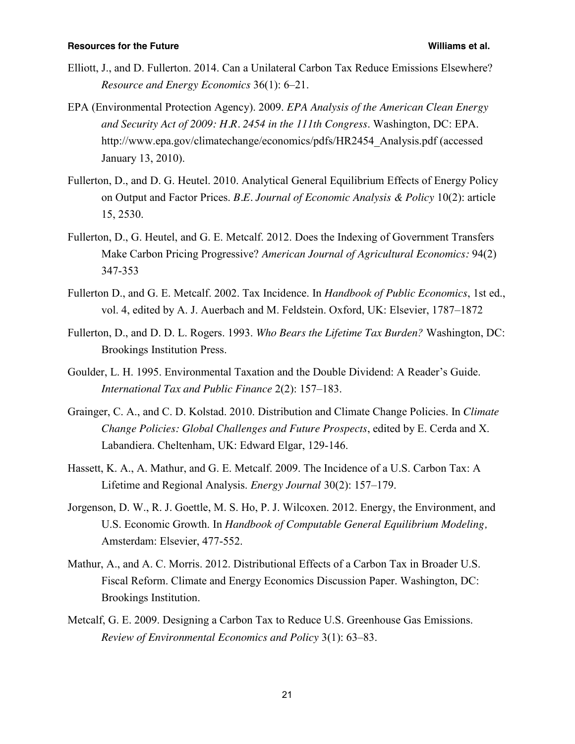Elliott, J., and D. Fullerton. 2014. Can a Unilateral Carbon Tax Reduce Emissions Elsewhere? *Resource and Energy Economics* 36(1): 6–21.

EPA (Environmental Protection Agency). 2009. *EPA Analysis of the American Clean Energy and Security Act of 2009: H.R. 2454 in the 111th Congress*. Washington, DC: EPA. http://www.epa.gov/climatechange/economics/pdfs/HR2454_Analysis.pdf (accessed January 13, 2010).

Fullerton, D., and D. G. Heutel. 2010. Analytical General Equilibrium Effects of Energy Policy on Output and Factor Prices. *B.E. Journal of Economic Analysis & Policy* 10(2): article 15, 2530.

Fullerton, D., G. Heutel, and G. E. Metcalf. 2012. Does the Indexing of Government Transfers Make Carbon Pricing Progressive? *American Journal of Agricultural Economics:* 94(2) 347-353

Fullerton D., and G. E. Metcalf. 2002. Tax Incidence. In *Handbook of Public Economics*, 1st ed., vol. 4, edited by A. J. Auerbach and M. Feldstein. Oxford, UK: Elsevier, 1787–1872

Fullerton, D., and D. D. L. Rogers. 1993. *Who Bears the Lifetime Tax Burden?* Washington, DC: Brookings Institution Press.

Goulder, L. H. 1995. Environmental Taxation and the Double Dividend: A Reader's Guide. *International Tax and Public Finance* 2(2): 157–183.

Grainger, C. A., and C. D. Kolstad. 2010. Distribution and Climate Change Policies. In *Climate Change Policies: Global Challenges and Future Prospects*, edited by E. Cerda and X. Labandiera. Cheltenham, UK: Edward Elgar, 129-146.

Hassett, K. A., A. Mathur, and G. E. Metcalf. 2009. The Incidence of a U.S. Carbon Tax: A Lifetime and Regional Analysis. *Energy Journal* 30(2): 157–179.

Jorgenson, D. W., R. J. Goettle, M. S. Ho, P. J. Wilcoxen. 2012. Energy, the Environment, and U.S. Economic Growth. In *Handbook of Computable General Equilibrium Modeling*, Amsterdam: Elsevier, 477-552.

Mathur, A., and A. C. Morris. 2012. Distributional Effects of a Carbon Tax in Broader U.S. Fiscal Reform. Climate and Energy Economics Discussion Paper. Washington, DC: Brookings Institution.

Metcalf, G. E. 2009. Designing a Carbon Tax to Reduce U.S. Greenhouse Gas Emissions. *Review of Environmental Economics and Policy* 3(1): 63–83.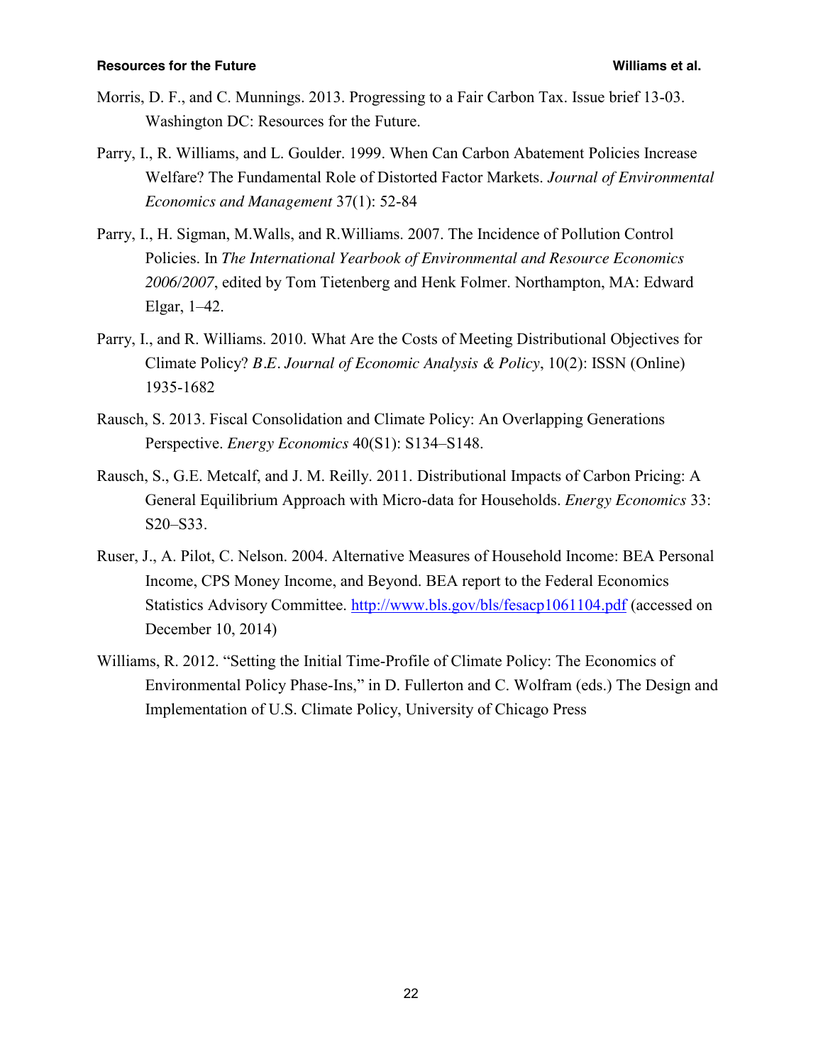Morris, D. F., and C. Munnings. 2013. Progressing to a Fair Carbon Tax. Issue brief 13-03. Washington DC: Resources for the Future.

Parry, I., R. Williams, and L. Goulder. 1999. When Can Carbon Abatement Policies Increase Welfare? The Fundamental Role of Distorted Factor Markets. *Journal of Environmental Economics and Management* 37(1): 52-84

Parry, I., H. Sigman, M.Walls, and R.Williams. 2007. The Incidence of Pollution Control Policies. In *The International Yearbook of Environmental and Resource Economics 2006/2007*, edited by Tom Tietenberg and Henk Folmer. Northampton, MA: Edward Elgar, 1–42.

Parry, I., and R. Williams. 2010. What Are the Costs of Meeting Distributional Objectives for Climate Policy? *B.E. Journal of Economic Analysis & Policy*, 10(2): ISSN (Online) 1935-1682

Rausch, S. 2013. Fiscal Consolidation and Climate Policy: An Overlapping Generations Perspective. *Energy Economics* 40(S1): S134–S148.

Rausch, S., G.E. Metcalf, and J. M. Reilly. 2011. Distributional Impacts of Carbon Pricing: A General Equilibrium Approach with Micro-data for Households. *Energy Economics* 33: S20–S33.

Ruser, J., A. Pilot, C. Nelson. 2004. Alternative Measures of Household Income: BEA Personal Income, CPS Money Income, and Beyond. BEA report to the Federal Economics Statistics Advisory Committee. http://www.bls.gov/bls/fesacp1061104.pdf (accessed on December 10, 2014)

Williams, R. 2012. "Setting the Initial Time-Profile of Climate Policy: The Economics of Environmental Policy Phase-Ins," in D. Fullerton and C. Wolfram (eds.) The Design and Implementation of U.S. Climate Policy, University of Chicago Press